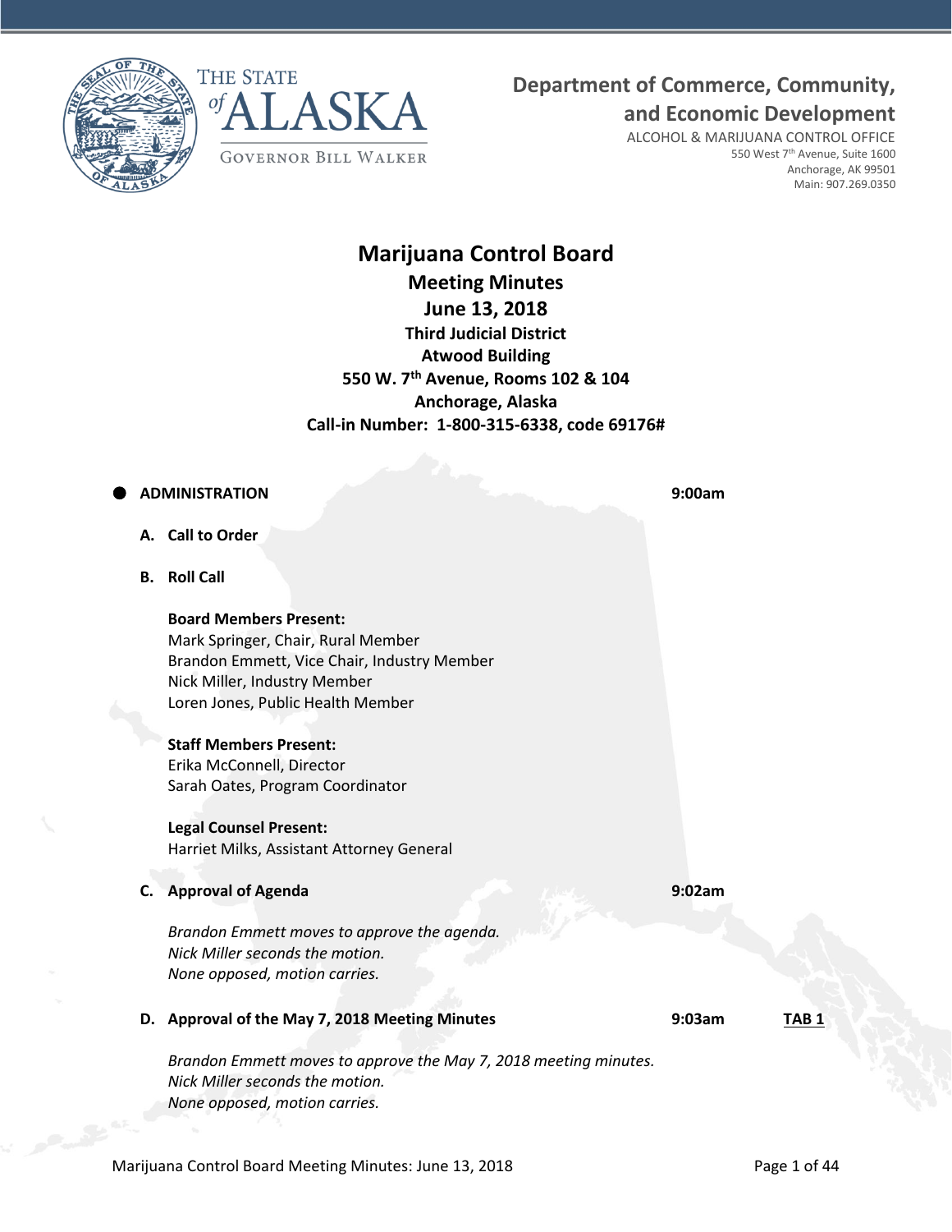THE STATE of ALASKA

GOVERNOR BILL WALKER

**Department of Commerce, Community, and Economic Development**

ALCOHOL & MARIJUANA CONTROL OFFICE
550 West 7th Avenue, Suite 1600
Anchorage, AK 99501
Main: 907.269.0350

# Marijuana Control Board

## Meeting Minutes

## June 13, 2018

**Third Judicial District**
**Atwood Building**
**550 W. 7th Avenue, Rooms 102 & 104**
**Anchorage, Alaska**
**Call-in Number: 1-800-315-6338, code 69176#**

- **ADMINISTRATION** **9:00am**

**A. Call to Order**

**B. Roll Call**

**Board Members Present:**
Mark Springer, Chair, Rural Member
Brandon Emmett, Vice Chair, Industry Member
Nick Miller, Industry Member
Loren Jones, Public Health Member

**Staff Members Present:**
Erika McConnell, Director
Sarah Oates, Program Coordinator

**Legal Counsel Present:**
Harriet Milks, Assistant Attorney General

**C. Approval of Agenda** **9:02am**

*Brandon Emmett moves to approve the agenda.*
*Nick Miller seconds the motion.*
*None opposed, motion carries.*

**D. Approval of the May 7, 2018 Meeting Minutes** **9:03am** **TAB 1**

*Brandon Emmett moves to approve the May 7, 2018 meeting minutes.*
*Nick Miller seconds the motion.*
*None opposed, motion carries.*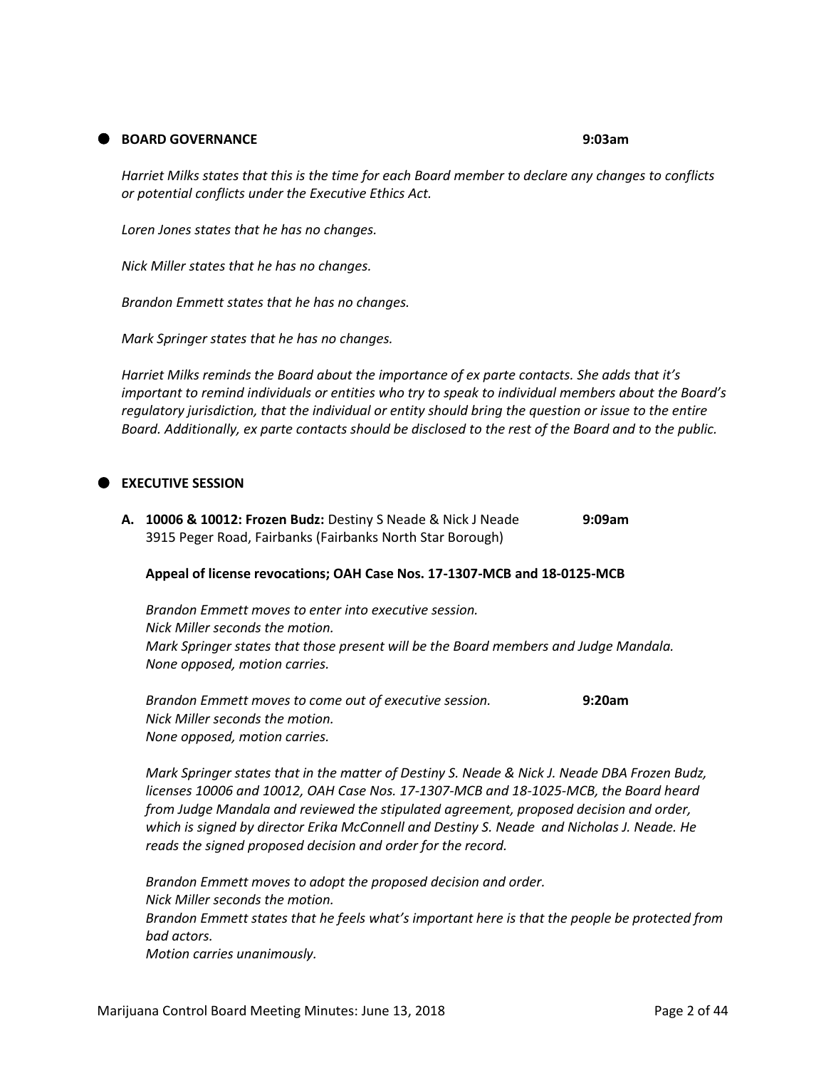## BOARD GOVERNANCE **9:03am**

*Harriet Milks states that this is the time for each Board member to declare any changes to conflicts or potential conflicts under the Executive Ethics Act.*

*Loren Jones states that he has no changes.*

*Nick Miller states that he has no changes.*

*Brandon Emmett states that he has no changes.*

*Mark Springer states that he has no changes.*

*Harriet Milks reminds the Board about the importance of ex parte contacts. She adds that it's important to remind individuals or entities who try to speak to individual members about the Board's regulatory jurisdiction, that the individual or entity should bring the question or issue to the entire Board. Additionally, ex parte contacts should be disclosed to the rest of the Board and to the public.*

## EXECUTIVE SESSION

**A. 10006 & 10012: Frozen Budz:** Destiny S Neade & Nick J Neade **9:09am**
3915 Peger Road, Fairbanks (Fairbanks North Star Borough)

**Appeal of license revocations; OAH Case Nos. 17-1307-MCB and 18-0125-MCB**

*Brandon Emmett moves to enter into executive session.*
*Nick Miller seconds the motion.*
*Mark Springer states that those present will be the Board members and Judge Mandala.*
*None opposed, motion carries.*

*Brandon Emmett moves to come out of executive session.* **9:20am**
*Nick Miller seconds the motion.*
*None opposed, motion carries.*

*Mark Springer states that in the matter of Destiny S. Neade & Nick J. Neade DBA Frozen Budz, licenses 10006 and 10012, OAH Case Nos. 17-1307-MCB and 18-1025-MCB, the Board heard from Judge Mandala and reviewed the stipulated agreement, proposed decision and order, which is signed by director Erika McConnell and Destiny S. Neade and Nicholas J. Neade. He reads the signed proposed decision and order for the record.*

*Brandon Emmett moves to adopt the proposed decision and order.*
*Nick Miller seconds the motion.*
*Brandon Emmett states that he feels what's important here is that the people be protected from bad actors.*
*Motion carries unanimously.*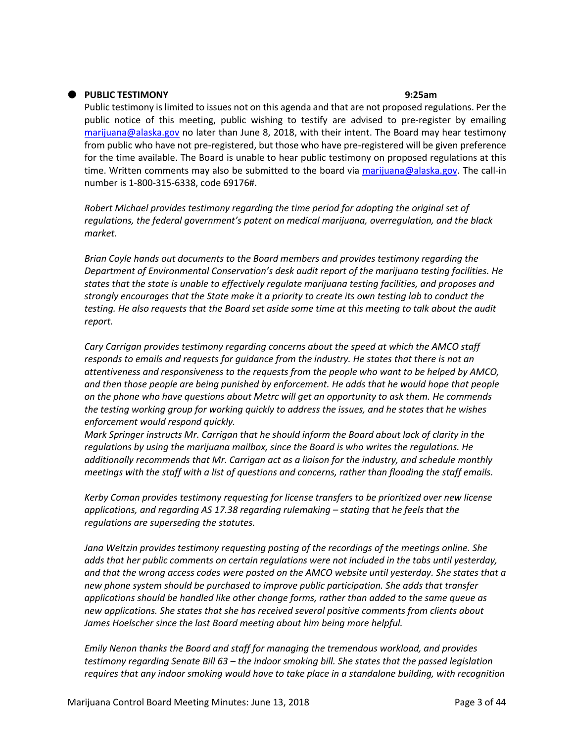- **PUBLIC TESTIMONY** **9:25am**

Public testimony is limited to issues not on this agenda and that are not proposed regulations. Per the public notice of this meeting, public wishing to testify are advised to pre-register by emailing marijuana@alaska.gov no later than June 8, 2018, with their intent. The Board may hear testimony from public who have not pre-registered, but those who have pre-registered will be given preference for the time available. The Board is unable to hear public testimony on proposed regulations at this time. Written comments may also be submitted to the board via marijuana@alaska.gov. The call-in number is 1-800-315-6338, code 69176#.

*Robert Michael provides testimony regarding the time period for adopting the original set of regulations, the federal government's patent on medical marijuana, overregulation, and the black market.*

*Brian Coyle hands out documents to the Board members and provides testimony regarding the Department of Environmental Conservation's desk audit report of the marijuana testing facilities. He states that the state is unable to effectively regulate marijuana testing facilities, and proposes and strongly encourages that the State make it a priority to create its own testing lab to conduct the testing. He also requests that the Board set aside some time at this meeting to talk about the audit report.*

*Cary Carrigan provides testimony regarding concerns about the speed at which the AMCO staff responds to emails and requests for guidance from the industry. He states that there is not an attentiveness and responsiveness to the requests from the people who want to be helped by AMCO, and then those people are being punished by enforcement. He adds that he would hope that people on the phone who have questions about Metrc will get an opportunity to ask them. He commends the testing working group for working quickly to address the issues, and he states that he wishes enforcement would respond quickly.*
*Mark Springer instructs Mr. Carrigan that he should inform the Board about lack of clarity in the regulations by using the marijuana mailbox, since the Board is who writes the regulations. He additionally recommends that Mr. Carrigan act as a liaison for the industry, and schedule monthly meetings with the staff with a list of questions and concerns, rather than flooding the staff emails.*

*Kerby Coman provides testimony requesting for license transfers to be prioritized over new license applications, and regarding AS 17.38 regarding rulemaking – stating that he feels that the regulations are superseding the statutes.*

*Jana Weltzin provides testimony requesting posting of the recordings of the meetings online. She adds that her public comments on certain regulations were not included in the tabs until yesterday, and that the wrong access codes were posted on the AMCO website until yesterday. She states that a new phone system should be purchased to improve public participation. She adds that transfer applications should be handled like other change forms, rather than added to the same queue as new applications. She states that she has received several positive comments from clients about James Hoelscher since the last Board meeting about him being more helpful.*

*Emily Nenon thanks the Board and staff for managing the tremendous workload, and provides testimony regarding Senate Bill 63 – the indoor smoking bill. She states that the passed legislation requires that any indoor smoking would have to take place in a standalone building, with recognition*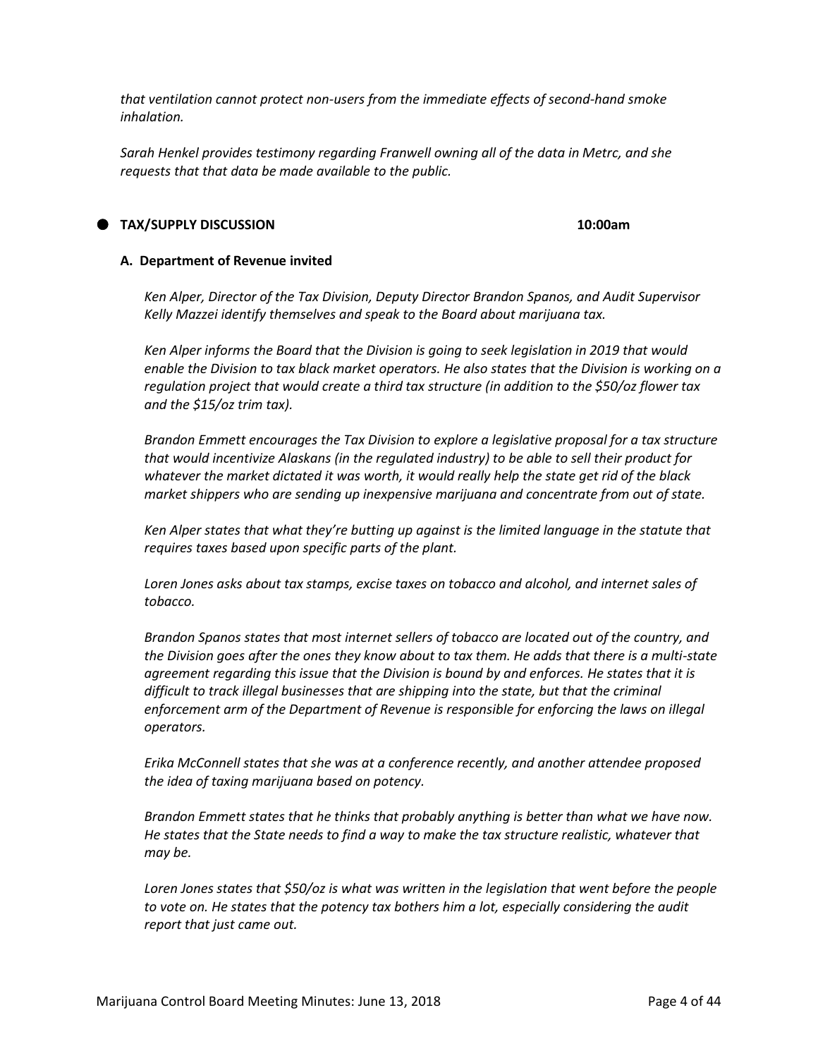*that ventilation cannot protect non-users from the immediate effects of second-hand smoke inhalation.*

*Sarah Henkel provides testimony regarding Franwell owning all of the data in Metrc, and she requests that that data be made available to the public.*

- **TAX/SUPPLY DISCUSSION 10:00am**

**A. Department of Revenue invited**

*Ken Alper, Director of the Tax Division, Deputy Director Brandon Spanos, and Audit Supervisor Kelly Mazzei identify themselves and speak to the Board about marijuana tax.*

*Ken Alper informs the Board that the Division is going to seek legislation in 2019 that would enable the Division to tax black market operators. He also states that the Division is working on a regulation project that would create a third tax structure (in addition to the $50/oz flower tax and the $15/oz trim tax).*

*Brandon Emmett encourages the Tax Division to explore a legislative proposal for a tax structure that would incentivize Alaskans (in the regulated industry) to be able to sell their product for whatever the market dictated it was worth, it would really help the state get rid of the black market shippers who are sending up inexpensive marijuana and concentrate from out of state.*

*Ken Alper states that what they're butting up against is the limited language in the statute that requires taxes based upon specific parts of the plant.*

*Loren Jones asks about tax stamps, excise taxes on tobacco and alcohol, and internet sales of tobacco.*

*Brandon Spanos states that most internet sellers of tobacco are located out of the country, and the Division goes after the ones they know about to tax them. He adds that there is a multi-state agreement regarding this issue that the Division is bound by and enforces. He states that it is difficult to track illegal businesses that are shipping into the state, but that the criminal enforcement arm of the Department of Revenue is responsible for enforcing the laws on illegal operators.*

*Erika McConnell states that she was at a conference recently, and another attendee proposed the idea of taxing marijuana based on potency.*

*Brandon Emmett states that he thinks that probably anything is better than what we have now. He states that the State needs to find a way to make the tax structure realistic, whatever that may be.*

*Loren Jones states that $50/oz is what was written in the legislation that went before the people to vote on. He states that the potency tax bothers him a lot, especially considering the audit report that just came out.*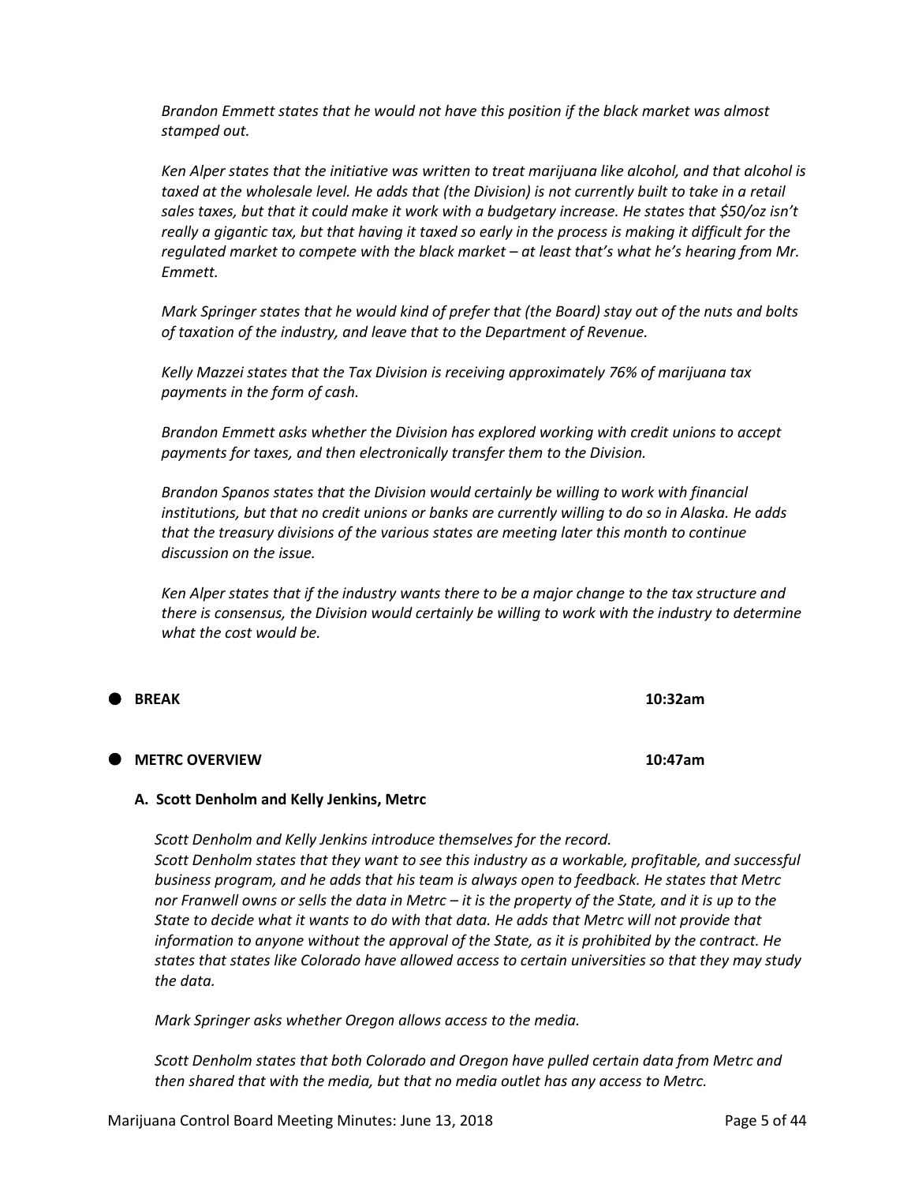*Brandon Emmett states that he would not have this position if the black market was almost stamped out.*

*Ken Alper states that the initiative was written to treat marijuana like alcohol, and that alcohol is taxed at the wholesale level. He adds that (the Division) is not currently built to take in a retail sales taxes, but that it could make it work with a budgetary increase. He states that $50/oz isn't really a gigantic tax, but that having it taxed so early in the process is making it difficult for the regulated market to compete with the black market – at least that's what he's hearing from Mr. Emmett.*

*Mark Springer states that he would kind of prefer that (the Board) stay out of the nuts and bolts of taxation of the industry, and leave that to the Department of Revenue.*

*Kelly Mazzei states that the Tax Division is receiving approximately 76% of marijuana tax payments in the form of cash.*

*Brandon Emmett asks whether the Division has explored working with credit unions to accept payments for taxes, and then electronically transfer them to the Division.*

*Brandon Spanos states that the Division would certainly be willing to work with financial institutions, but that no credit unions or banks are currently willing to do so in Alaska. He adds that the treasury divisions of the various states are meeting later this month to continue discussion on the issue.*

*Ken Alper states that if the industry wants there to be a major change to the tax structure and there is consensus, the Division would certainly be willing to work with the industry to determine what the cost would be.*

- **BREAK** **10:32am**

- **METRC OVERVIEW** **10:47am**

**A. Scott Denholm and Kelly Jenkins, Metrc**

*Scott Denholm and Kelly Jenkins introduce themselves for the record.*
*Scott Denholm states that they want to see this industry as a workable, profitable, and successful business program, and he adds that his team is always open to feedback. He states that Metrc nor Franwell owns or sells the data in Metrc – it is the property of the State, and it is up to the State to decide what it wants to do with that data. He adds that Metrc will not provide that information to anyone without the approval of the State, as it is prohibited by the contract. He states that states like Colorado have allowed access to certain universities so that they may study the data.*

*Mark Springer asks whether Oregon allows access to the media.*

*Scott Denholm states that both Colorado and Oregon have pulled certain data from Metrc and then shared that with the media, but that no media outlet has any access to Metrc.*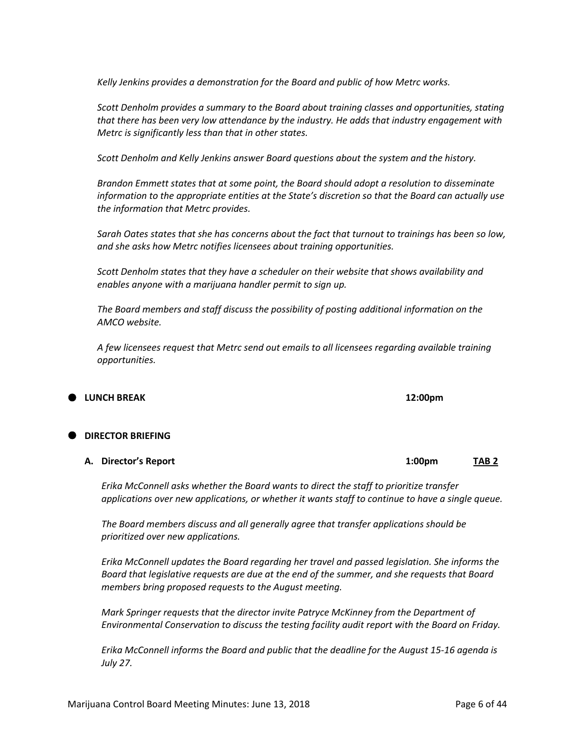*Kelly Jenkins provides a demonstration for the Board and public of how Metrc works.*

*Scott Denholm provides a summary to the Board about training classes and opportunities, stating that there has been very low attendance by the industry. He adds that industry engagement with Metrc is significantly less than that in other states.*

*Scott Denholm and Kelly Jenkins answer Board questions about the system and the history.*

*Brandon Emmett states that at some point, the Board should adopt a resolution to disseminate information to the appropriate entities at the State's discretion so that the Board can actually use the information that Metrc provides.*

*Sarah Oates states that she has concerns about the fact that turnout to trainings has been so low, and she asks how Metrc notifies licensees about training opportunities.*

*Scott Denholm states that they have a scheduler on their website that shows availability and enables anyone with a marijuana handler permit to sign up.*

*The Board members and staff discuss the possibility of posting additional information on the AMCO website.*

*A few licensees request that Metrc send out emails to all licensees regarding available training opportunities.*

- **LUNCH BREAK** 12:00pm

- **DIRECTOR BRIEFING**

  **A. Director's Report** 1:00pm **TAB 2**

*Erika McConnell asks whether the Board wants to direct the staff to prioritize transfer applications over new applications, or whether it wants staff to continue to have a single queue.*

*The Board members discuss and all generally agree that transfer applications should be prioritized over new applications.*

*Erika McConnell updates the Board regarding her travel and passed legislation. She informs the Board that legislative requests are due at the end of the summer, and she requests that Board members bring proposed requests to the August meeting.*

*Mark Springer requests that the director invite Patryce McKinney from the Department of Environmental Conservation to discuss the testing facility audit report with the Board on Friday.*

*Erika McConnell informs the Board and public that the deadline for the August 15-16 agenda is July 27.*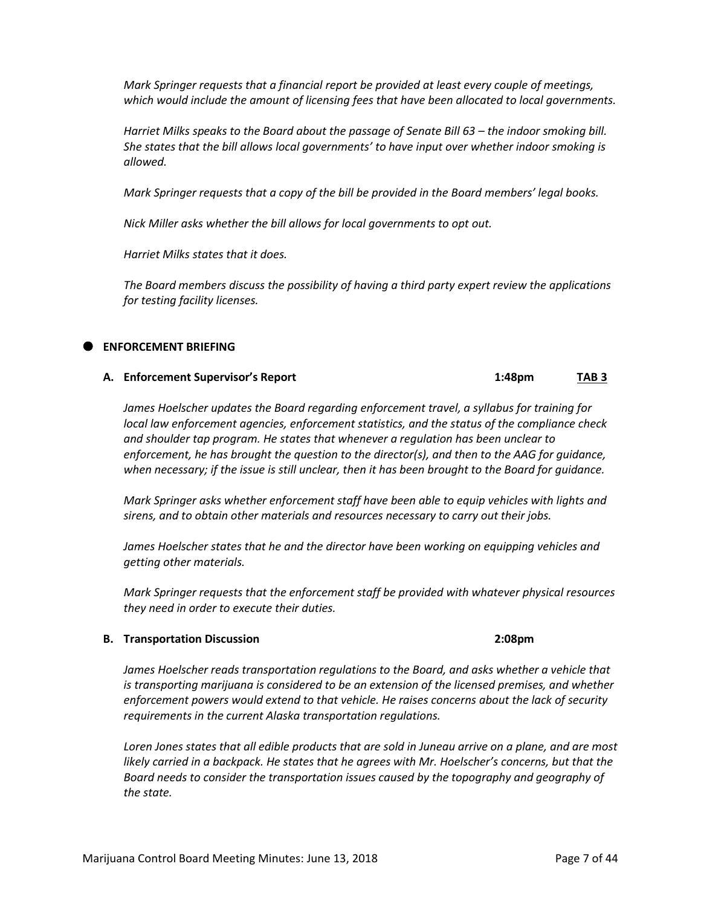*Mark Springer requests that a financial report be provided at least every couple of meetings, which would include the amount of licensing fees that have been allocated to local governments.*

*Harriet Milks speaks to the Board about the passage of Senate Bill 63 – the indoor smoking bill. She states that the bill allows local governments' to have input over whether indoor smoking is allowed.*

*Mark Springer requests that a copy of the bill be provided in the Board members' legal books.*

*Nick Miller asks whether the bill allows for local governments to opt out.*

*Harriet Milks states that it does.*

*The Board members discuss the possibility of having a third party expert review the applications for testing facility licenses.*

## ENFORCEMENT BRIEFING

### A. Enforcement Supervisor's Report — 1:48pm — TAB 3

*James Hoelscher updates the Board regarding enforcement travel, a syllabus for training for local law enforcement agencies, enforcement statistics, and the status of the compliance check and shoulder tap program. He states that whenever a regulation has been unclear to enforcement, he has brought the question to the director(s), and then to the AAG for guidance, when necessary; if the issue is still unclear, then it has been brought to the Board for guidance.*

*Mark Springer asks whether enforcement staff have been able to equip vehicles with lights and sirens, and to obtain other materials and resources necessary to carry out their jobs.*

*James Hoelscher states that he and the director have been working on equipping vehicles and getting other materials.*

*Mark Springer requests that the enforcement staff be provided with whatever physical resources they need in order to execute their duties.*

### B. Transportation Discussion — 2:08pm

*James Hoelscher reads transportation regulations to the Board, and asks whether a vehicle that is transporting marijuana is considered to be an extension of the licensed premises, and whether enforcement powers would extend to that vehicle. He raises concerns about the lack of security requirements in the current Alaska transportation regulations.*

*Loren Jones states that all edible products that are sold in Juneau arrive on a plane, and are most likely carried in a backpack. He states that he agrees with Mr. Hoelscher's concerns, but that the Board needs to consider the transportation issues caused by the topography and geography of the state.*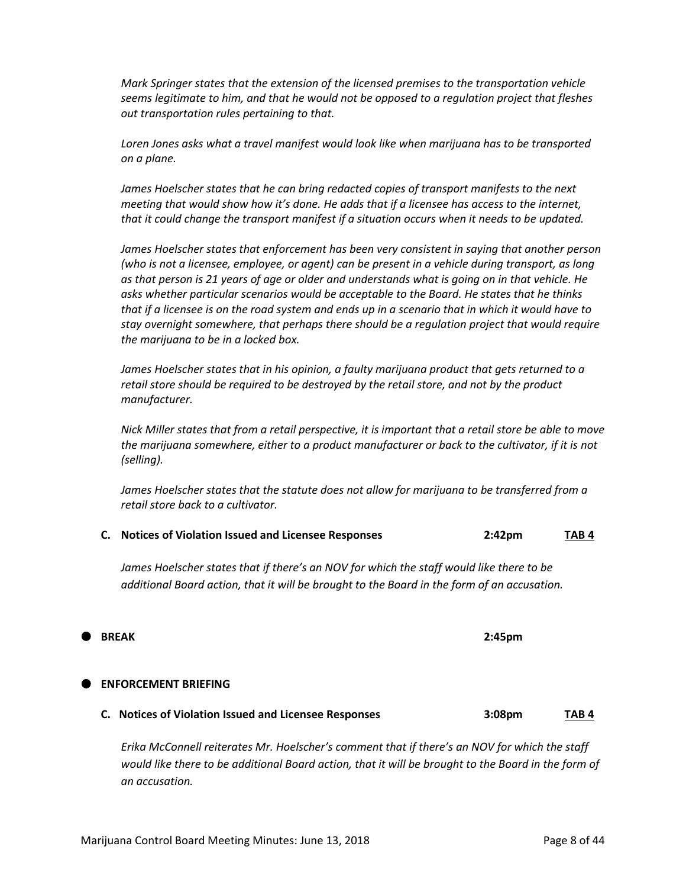*Mark Springer states that the extension of the licensed premises to the transportation vehicle seems legitimate to him, and that he would not be opposed to a regulation project that fleshes out transportation rules pertaining to that.*

*Loren Jones asks what a travel manifest would look like when marijuana has to be transported on a plane.*

*James Hoelscher states that he can bring redacted copies of transport manifests to the next meeting that would show how it's done. He adds that if a licensee has access to the internet, that it could change the transport manifest if a situation occurs when it needs to be updated.*

*James Hoelscher states that enforcement has been very consistent in saying that another person (who is not a licensee, employee, or agent) can be present in a vehicle during transport, as long as that person is 21 years of age or older and understands what is going on in that vehicle. He asks whether particular scenarios would be acceptable to the Board. He states that he thinks that if a licensee is on the road system and ends up in a scenario that in which it would have to stay overnight somewhere, that perhaps there should be a regulation project that would require the marijuana to be in a locked box.*

*James Hoelscher states that in his opinion, a faulty marijuana product that gets returned to a retail store should be required to be destroyed by the retail store, and not by the product manufacturer.*

*Nick Miller states that from a retail perspective, it is important that a retail store be able to move the marijuana somewhere, either to a product manufacturer or back to the cultivator, if it is not (selling).*

*James Hoelscher states that the statute does not allow for marijuana to be transferred from a retail store back to a cultivator.*

**C. Notices of Violation Issued and Licensee Responses** **2:42pm** **TAB 4**

*James Hoelscher states that if there's an NOV for which the staff would like there to be additional Board action, that it will be brought to the Board in the form of an accusation.*

- **BREAK** **2:45pm**

- **ENFORCEMENT BRIEFING**

**C. Notices of Violation Issued and Licensee Responses** **3:08pm** **TAB 4**

*Erika McConnell reiterates Mr. Hoelscher's comment that if there's an NOV for which the staff would like there to be additional Board action, that it will be brought to the Board in the form of an accusation.*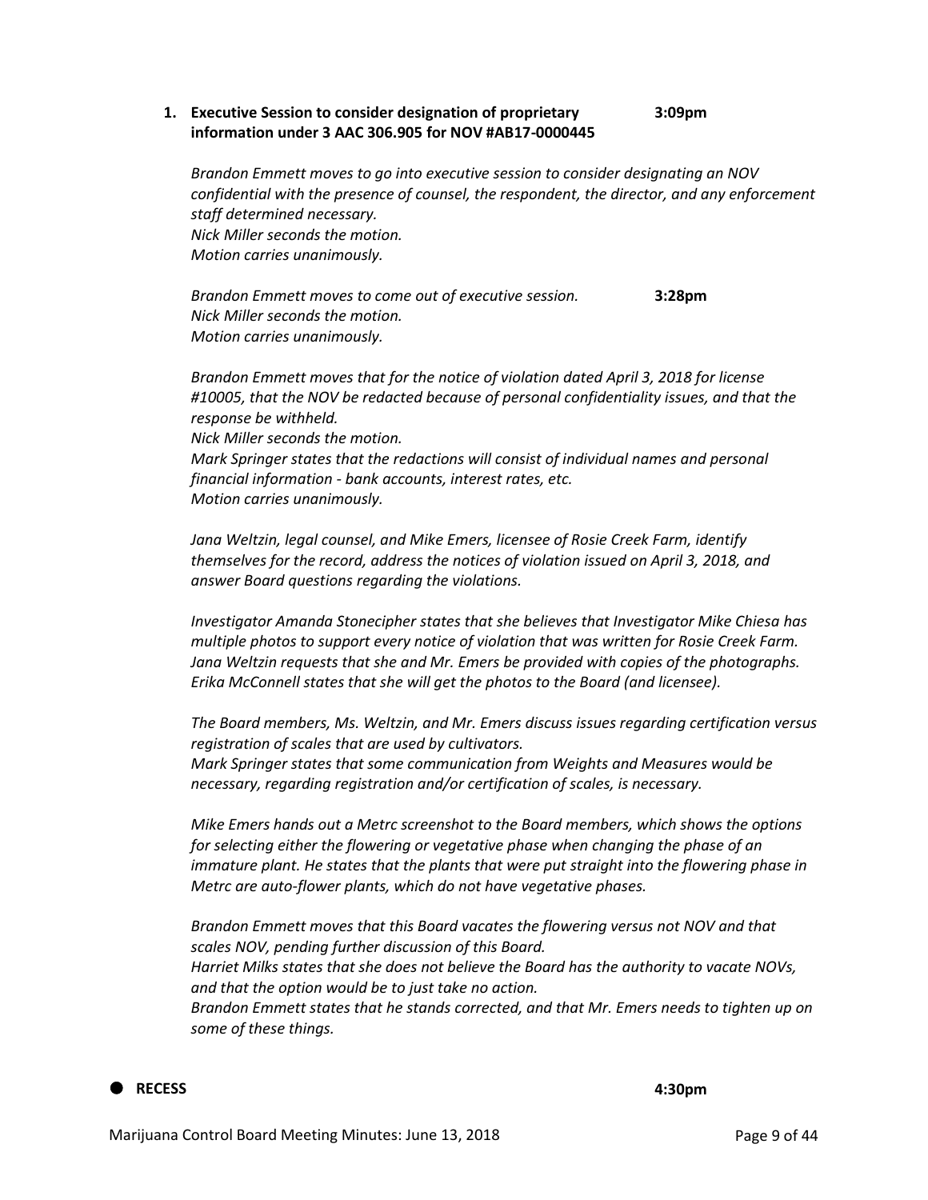**1. Executive Session to consider designation of proprietary information under 3 AAC 306.905 for NOV #AB17-0000445** **3:09pm**

*Brandon Emmett moves to go into executive session to consider designating an NOV confidential with the presence of counsel, the respondent, the director, and any enforcement staff determined necessary.*
*Nick Miller seconds the motion.*
*Motion carries unanimously.*

*Brandon Emmett moves to come out of executive session.* **3:28pm**
*Nick Miller seconds the motion.*
*Motion carries unanimously.*

*Brandon Emmett moves that for the notice of violation dated April 3, 2018 for license #10005, that the NOV be redacted because of personal confidentiality issues, and that the response be withheld.*
*Nick Miller seconds the motion.*
*Mark Springer states that the redactions will consist of individual names and personal financial information - bank accounts, interest rates, etc.*
*Motion carries unanimously.*

*Jana Weltzin, legal counsel, and Mike Emers, licensee of Rosie Creek Farm, identify themselves for the record, address the notices of violation issued on April 3, 2018, and answer Board questions regarding the violations.*

*Investigator Amanda Stonecipher states that she believes that Investigator Mike Chiesa has multiple photos to support every notice of violation that was written for Rosie Creek Farm. Jana Weltzin requests that she and Mr. Emers be provided with copies of the photographs. Erika McConnell states that she will get the photos to the Board (and licensee).*

*The Board members, Ms. Weltzin, and Mr. Emers discuss issues regarding certification versus registration of scales that are used by cultivators.*
*Mark Springer states that some communication from Weights and Measures would be necessary, regarding registration and/or certification of scales, is necessary.*

*Mike Emers hands out a Metrc screenshot to the Board members, which shows the options for selecting either the flowering or vegetative phase when changing the phase of an immature plant. He states that the plants that were put straight into the flowering phase in Metrc are auto-flower plants, which do not have vegetative phases.*

*Brandon Emmett moves that this Board vacates the flowering versus not NOV and that scales NOV, pending further discussion of this Board.*
*Harriet Milks states that she does not believe the Board has the authority to vacate NOVs, and that the option would be to just take no action.*
*Brandon Emmett states that he stands corrected, and that Mr. Emers needs to tighten up on some of these things.*

- **RECESS** **4:30pm**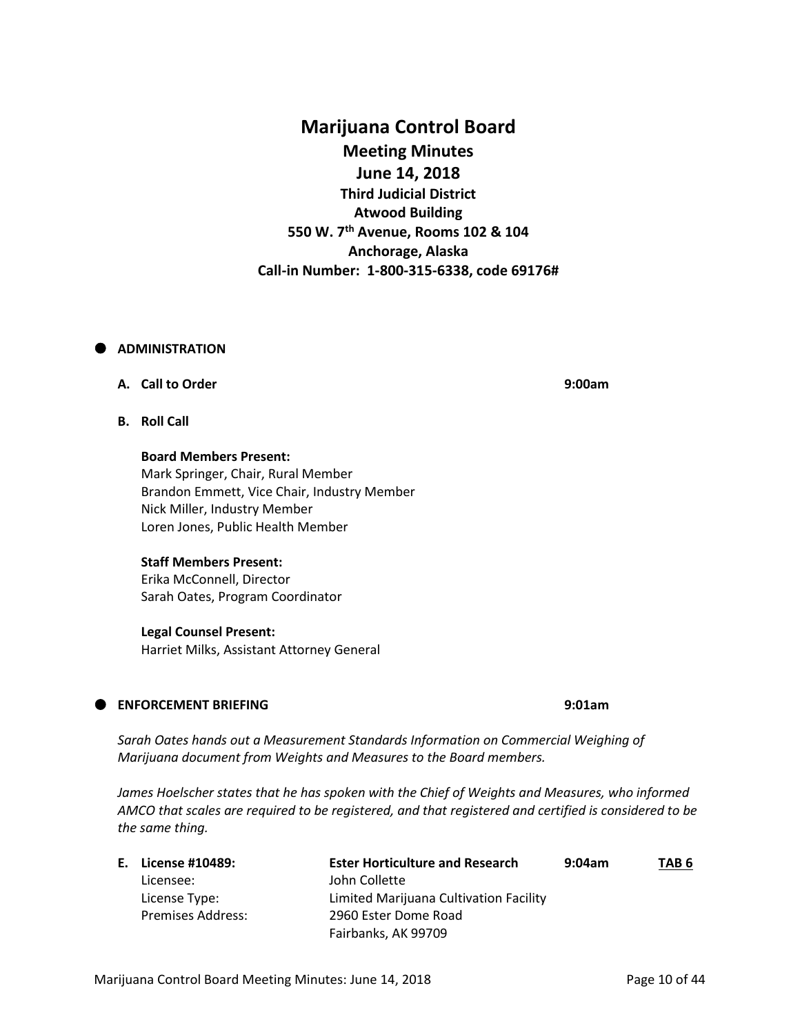# Marijuana Control Board

## Meeting Minutes

## June 14, 2018

### Third Judicial District
### Atwood Building
### 550 W. 7th Avenue, Rooms 102 & 104
### Anchorage, Alaska
### Call-in Number: 1-800-315-6338, code 69176#

- **ADMINISTRATION**

**A. Call to Order** 9:00am

**B. Roll Call**

**Board Members Present:**
Mark Springer, Chair, Rural Member
Brandon Emmett, Vice Chair, Industry Member
Nick Miller, Industry Member
Loren Jones, Public Health Member

**Staff Members Present:**
Erika McConnell, Director
Sarah Oates, Program Coordinator

**Legal Counsel Present:**
Harriet Milks, Assistant Attorney General

- **ENFORCEMENT BRIEFING** 9:01am

*Sarah Oates hands out a Measurement Standards Information on Commercial Weighing of Marijuana document from Weights and Measures to the Board members.*

*James Hoelscher states that he has spoken with the Chief of Weights and Measures, who informed AMCO that scales are required to be registered, and that registered and certified is considered to be the same thing.*

| **E. License #10489:** | **Ester Horticulture and Research** | **9:04am** | **TAB 6** |
|---|---|---|---|
| Licensee: | John Collette | | |
| License Type: | Limited Marijuana Cultivation Facility | | |
| Premises Address: | 2960 Ester Dome Road<br>Fairbanks, AK 99709 | | |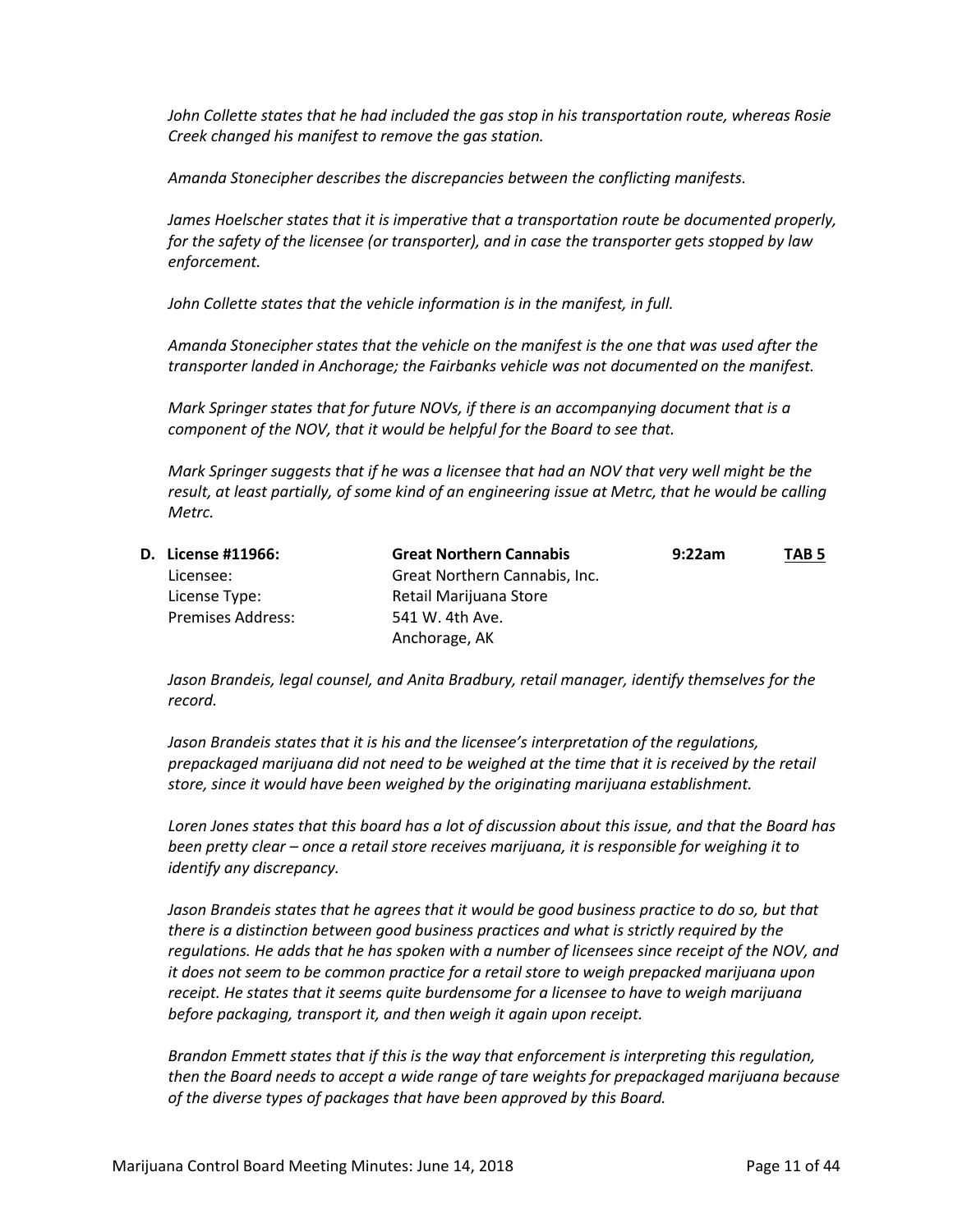*John Collette states that he had included the gas stop in his transportation route, whereas Rosie Creek changed his manifest to remove the gas station.*

*Amanda Stonecipher describes the discrepancies between the conflicting manifests.*

*James Hoelscher states that it is imperative that a transportation route be documented properly, for the safety of the licensee (or transporter), and in case the transporter gets stopped by law enforcement.*

*John Collette states that the vehicle information is in the manifest, in full.*

*Amanda Stonecipher states that the vehicle on the manifest is the one that was used after the transporter landed in Anchorage; the Fairbanks vehicle was not documented on the manifest.*

*Mark Springer states that for future NOVs, if there is an accompanying document that is a component of the NOV, that it would be helpful for the Board to see that.*

*Mark Springer suggests that if he was a licensee that had an NOV that very well might be the result, at least partially, of some kind of an engineering issue at Metrc, that he would be calling Metrc.*

**D. License #11966:** **Great Northern Cannabis** **9:22am** **TAB 5**

| | | | |
|---|---|---|---|
| Licensee: | Great Northern Cannabis, Inc. | | |
| License Type: | Retail Marijuana Store | | |
| Premises Address: | 541 W. 4th Ave.<br>Anchorage, AK | | |

*Jason Brandeis, legal counsel, and Anita Bradbury, retail manager, identify themselves for the record.*

*Jason Brandeis states that it is his and the licensee's interpretation of the regulations, prepackaged marijuana did not need to be weighed at the time that it is received by the retail store, since it would have been weighed by the originating marijuana establishment.*

*Loren Jones states that this board has a lot of discussion about this issue, and that the Board has been pretty clear – once a retail store receives marijuana, it is responsible for weighing it to identify any discrepancy.*

*Jason Brandeis states that he agrees that it would be good business practice to do so, but that there is a distinction between good business practices and what is strictly required by the regulations. He adds that he has spoken with a number of licensees since receipt of the NOV, and it does not seem to be common practice for a retail store to weigh prepacked marijuana upon receipt. He states that it seems quite burdensome for a licensee to have to weigh marijuana before packaging, transport it, and then weigh it again upon receipt.*

*Brandon Emmett states that if this is the way that enforcement is interpreting this regulation, then the Board needs to accept a wide range of tare weights for prepackaged marijuana because of the diverse types of packages that have been approved by this Board.*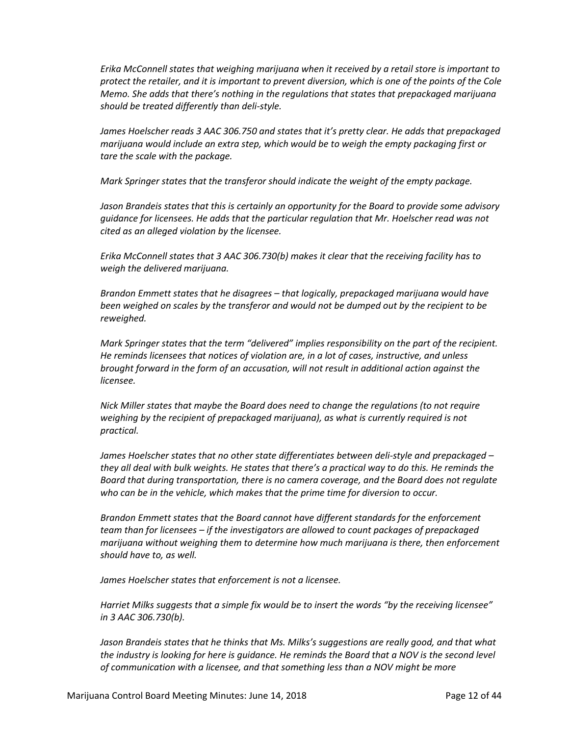*Erika McConnell states that weighing marijuana when it received by a retail store is important to protect the retailer, and it is important to prevent diversion, which is one of the points of the Cole Memo. She adds that there's nothing in the regulations that states that prepackaged marijuana should be treated differently than deli-style.*

*James Hoelscher reads 3 AAC 306.750 and states that it's pretty clear. He adds that prepackaged marijuana would include an extra step, which would be to weigh the empty packaging first or tare the scale with the package.*

*Mark Springer states that the transferor should indicate the weight of the empty package.*

*Jason Brandeis states that this is certainly an opportunity for the Board to provide some advisory guidance for licensees. He adds that the particular regulation that Mr. Hoelscher read was not cited as an alleged violation by the licensee.*

*Erika McConnell states that 3 AAC 306.730(b) makes it clear that the receiving facility has to weigh the delivered marijuana.*

*Brandon Emmett states that he disagrees – that logically, prepackaged marijuana would have been weighed on scales by the transferor and would not be dumped out by the recipient to be reweighed.*

*Mark Springer states that the term "delivered" implies responsibility on the part of the recipient. He reminds licensees that notices of violation are, in a lot of cases, instructive, and unless brought forward in the form of an accusation, will not result in additional action against the licensee.*

*Nick Miller states that maybe the Board does need to change the regulations (to not require weighing by the recipient of prepackaged marijuana), as what is currently required is not practical.*

*James Hoelscher states that no other state differentiates between deli-style and prepackaged – they all deal with bulk weights. He states that there's a practical way to do this. He reminds the Board that during transportation, there is no camera coverage, and the Board does not regulate who can be in the vehicle, which makes that the prime time for diversion to occur.*

*Brandon Emmett states that the Board cannot have different standards for the enforcement team than for licensees – if the investigators are allowed to count packages of prepackaged marijuana without weighing them to determine how much marijuana is there, then enforcement should have to, as well.*

*James Hoelscher states that enforcement is not a licensee.*

*Harriet Milks suggests that a simple fix would be to insert the words "by the receiving licensee" in 3 AAC 306.730(b).*

*Jason Brandeis states that he thinks that Ms. Milks's suggestions are really good, and that what the industry is looking for here is guidance. He reminds the Board that a NOV is the second level of communication with a licensee, and that something less than a NOV might be more*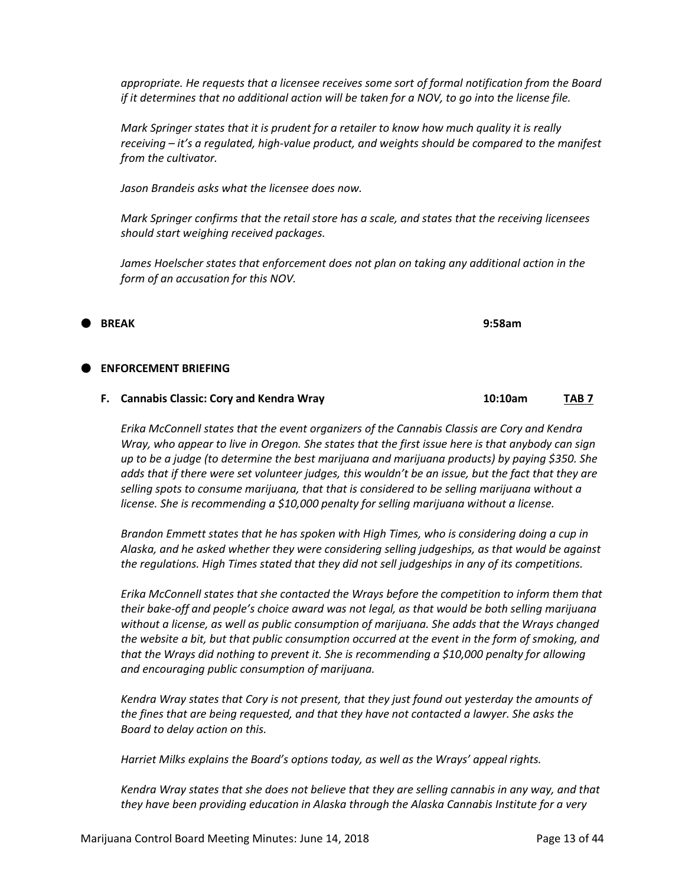*appropriate. He requests that a licensee receives some sort of formal notification from the Board if it determines that no additional action will be taken for a NOV, to go into the license file.*

*Mark Springer states that it is prudent for a retailer to know how much quality it is really receiving – it's a regulated, high-value product, and weights should be compared to the manifest from the cultivator.*

*Jason Brandeis asks what the licensee does now.*

*Mark Springer confirms that the retail store has a scale, and states that the receiving licensees should start weighing received packages.*

*James Hoelscher states that enforcement does not plan on taking any additional action in the form of an accusation for this NOV.*

- **BREAK** 9:58am

- **ENFORCEMENT BRIEFING**

**F. Cannabis Classic: Cory and Kendra Wray** 10:10am **TAB 7**

*Erika McConnell states that the event organizers of the Cannabis Classis are Cory and Kendra Wray, who appear to live in Oregon. She states that the first issue here is that anybody can sign up to be a judge (to determine the best marijuana and marijuana products) by paying $350. She adds that if there were set volunteer judges, this wouldn't be an issue, but the fact that they are selling spots to consume marijuana, that that is considered to be selling marijuana without a license. She is recommending a $10,000 penalty for selling marijuana without a license.*

*Brandon Emmett states that he has spoken with High Times, who is considering doing a cup in Alaska, and he asked whether they were considering selling judgeships, as that would be against the regulations. High Times stated that they did not sell judgeships in any of its competitions.*

*Erika McConnell states that she contacted the Wrays before the competition to inform them that their bake-off and people's choice award was not legal, as that would be both selling marijuana without a license, as well as public consumption of marijuana. She adds that the Wrays changed the website a bit, but that public consumption occurred at the event in the form of smoking, and that the Wrays did nothing to prevent it. She is recommending a $10,000 penalty for allowing and encouraging public consumption of marijuana.*

*Kendra Wray states that Cory is not present, that they just found out yesterday the amounts of the fines that are being requested, and that they have not contacted a lawyer. She asks the Board to delay action on this.*

*Harriet Milks explains the Board's options today, as well as the Wrays' appeal rights.*

*Kendra Wray states that she does not believe that they are selling cannabis in any way, and that they have been providing education in Alaska through the Alaska Cannabis Institute for a very*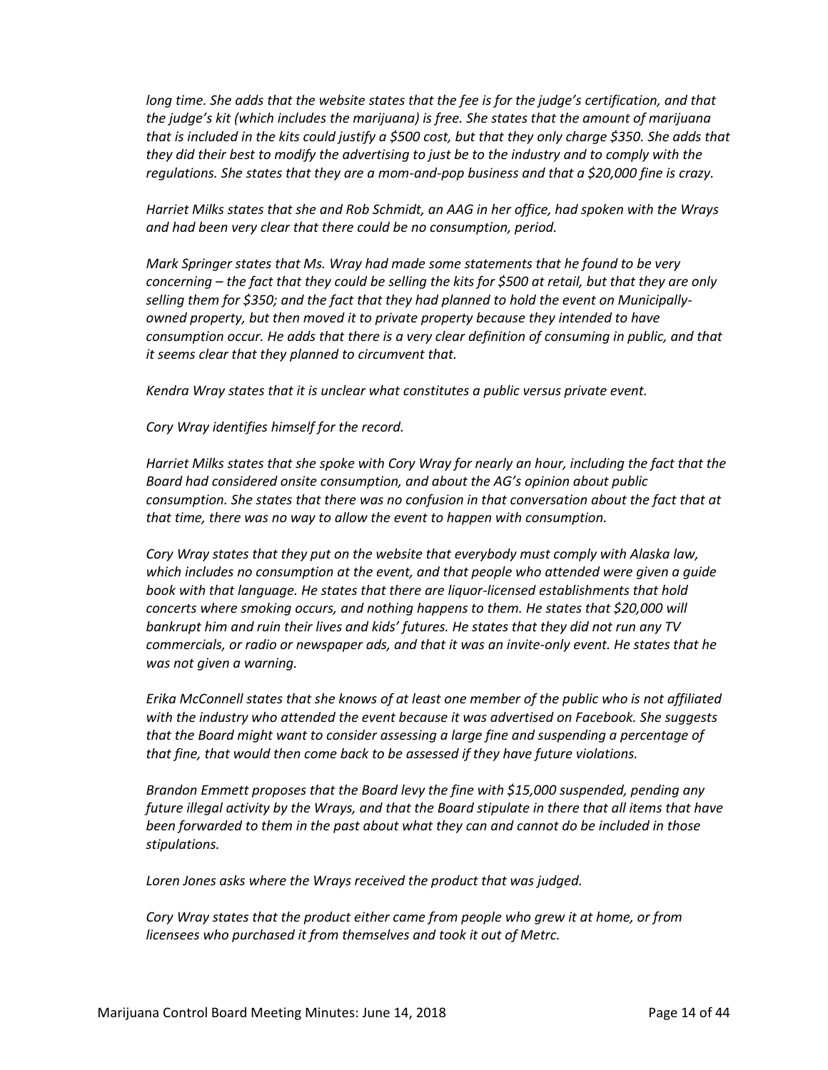*long time. She adds that the website states that the fee is for the judge's certification, and that the judge's kit (which includes the marijuana) is free. She states that the amount of marijuana that is included in the kits could justify a $500 cost, but that they only charge $350. She adds that they did their best to modify the advertising to just be to the industry and to comply with the regulations. She states that they are a mom-and-pop business and that a $20,000 fine is crazy.*

*Harriet Milks states that she and Rob Schmidt, an AAG in her office, had spoken with the Wrays and had been very clear that there could be no consumption, period.*

*Mark Springer states that Ms. Wray had made some statements that he found to be very concerning – the fact that they could be selling the kits for $500 at retail, but that they are only selling them for $350; and the fact that they had planned to hold the event on Municipally-owned property, but then moved it to private property because they intended to have consumption occur. He adds that there is a very clear definition of consuming in public, and that it seems clear that they planned to circumvent that.*

*Kendra Wray states that it is unclear what constitutes a public versus private event.*

*Cory Wray identifies himself for the record.*

*Harriet Milks states that she spoke with Cory Wray for nearly an hour, including the fact that the Board had considered onsite consumption, and about the AG's opinion about public consumption. She states that there was no confusion in that conversation about the fact that at that time, there was no way to allow the event to happen with consumption.*

*Cory Wray states that they put on the website that everybody must comply with Alaska law, which includes no consumption at the event, and that people who attended were given a guide book with that language. He states that there are liquor-licensed establishments that hold concerts where smoking occurs, and nothing happens to them. He states that $20,000 will bankrupt him and ruin their lives and kids' futures. He states that they did not run any TV commercials, or radio or newspaper ads, and that it was an invite-only event. He states that he was not given a warning.*

*Erika McConnell states that she knows of at least one member of the public who is not affiliated with the industry who attended the event because it was advertised on Facebook. She suggests that the Board might want to consider assessing a large fine and suspending a percentage of that fine, that would then come back to be assessed if they have future violations.*

*Brandon Emmett proposes that the Board levy the fine with $15,000 suspended, pending any future illegal activity by the Wrays, and that the Board stipulate in there that all items that have been forwarded to them in the past about what they can and cannot do be included in those stipulations.*

*Loren Jones asks where the Wrays received the product that was judged.*

*Cory Wray states that the product either came from people who grew it at home, or from licensees who purchased it from themselves and took it out of Metrc.*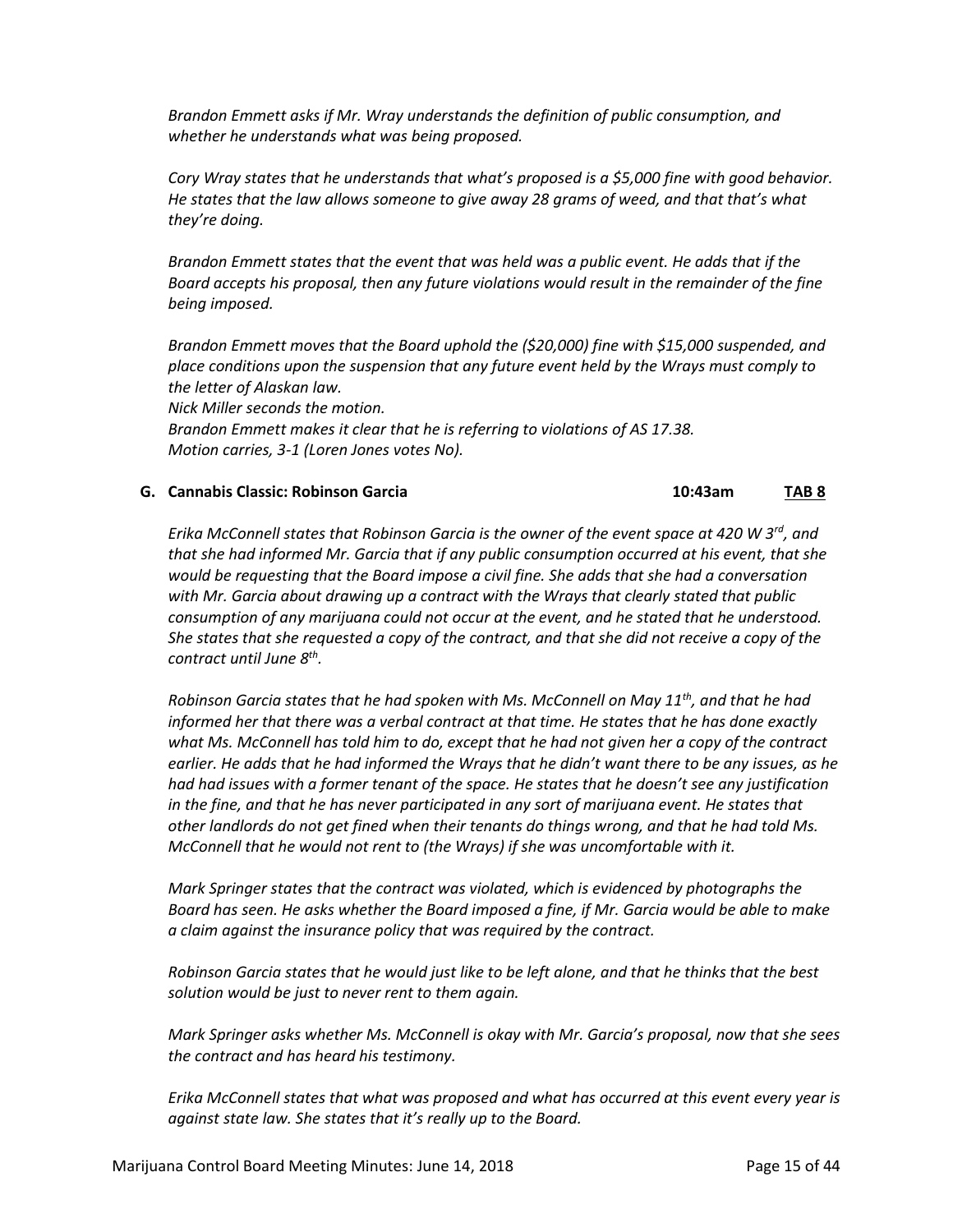*Brandon Emmett asks if Mr. Wray understands the definition of public consumption, and whether he understands what was being proposed.*

*Cory Wray states that he understands that what's proposed is a $5,000 fine with good behavior. He states that the law allows someone to give away 28 grams of weed, and that that's what they're doing.*

*Brandon Emmett states that the event that was held was a public event. He adds that if the Board accepts his proposal, then any future violations would result in the remainder of the fine being imposed.*

*Brandon Emmett moves that the Board uphold the ($20,000) fine with $15,000 suspended, and place conditions upon the suspension that any future event held by the Wrays must comply to the letter of Alaskan law.*
*Nick Miller seconds the motion.*
*Brandon Emmett makes it clear that he is referring to violations of AS 17.38.*
*Motion carries, 3-1 (Loren Jones votes No).*

### G. Cannabis Classic: Robinson Garcia — 10:43am — TAB 8

*Erika McConnell states that Robinson Garcia is the owner of the event space at 420 W 3rd, and that she had informed Mr. Garcia that if any public consumption occurred at his event, that she would be requesting that the Board impose a civil fine. She adds that she had a conversation with Mr. Garcia about drawing up a contract with the Wrays that clearly stated that public consumption of any marijuana could not occur at the event, and he stated that he understood. She states that she requested a copy of the contract, and that she did not receive a copy of the contract until June 8th.*

*Robinson Garcia states that he had spoken with Ms. McConnell on May 11th, and that he had informed her that there was a verbal contract at that time. He states that he has done exactly what Ms. McConnell has told him to do, except that he had not given her a copy of the contract earlier. He adds that he had informed the Wrays that he didn't want there to be any issues, as he had had issues with a former tenant of the space. He states that he doesn't see any justification in the fine, and that he has never participated in any sort of marijuana event. He states that other landlords do not get fined when their tenants do things wrong, and that he had told Ms. McConnell that he would not rent to (the Wrays) if she was uncomfortable with it.*

*Mark Springer states that the contract was violated, which is evidenced by photographs the Board has seen. He asks whether the Board imposed a fine, if Mr. Garcia would be able to make a claim against the insurance policy that was required by the contract.*

*Robinson Garcia states that he would just like to be left alone, and that he thinks that the best solution would be just to never rent to them again.*

*Mark Springer asks whether Ms. McConnell is okay with Mr. Garcia's proposal, now that she sees the contract and has heard his testimony.*

*Erika McConnell states that what was proposed and what has occurred at this event every year is against state law. She states that it's really up to the Board.*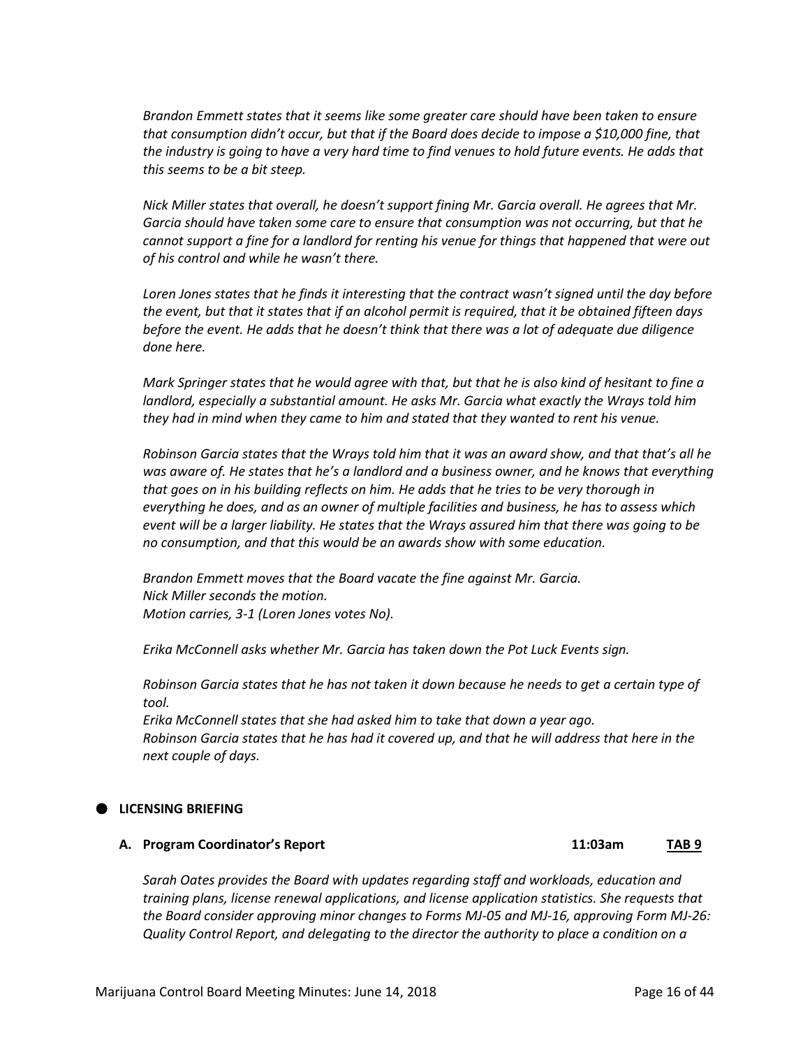*Brandon Emmett states that it seems like some greater care should have been taken to ensure that consumption didn't occur, but that if the Board does decide to impose a $10,000 fine, that the industry is going to have a very hard time to find venues to hold future events. He adds that this seems to be a bit steep.*

*Nick Miller states that overall, he doesn't support fining Mr. Garcia overall. He agrees that Mr. Garcia should have taken some care to ensure that consumption was not occurring, but that he cannot support a fine for a landlord for renting his venue for things that happened that were out of his control and while he wasn't there.*

*Loren Jones states that he finds it interesting that the contract wasn't signed until the day before the event, but that it states that if an alcohol permit is required, that it be obtained fifteen days before the event. He adds that he doesn't think that there was a lot of adequate due diligence done here.*

*Mark Springer states that he would agree with that, but that he is also kind of hesitant to fine a landlord, especially a substantial amount. He asks Mr. Garcia what exactly the Wrays told him they had in mind when they came to him and stated that they wanted to rent his venue.*

*Robinson Garcia states that the Wrays told him that it was an award show, and that that's all he was aware of. He states that he's a landlord and a business owner, and he knows that everything that goes on in his building reflects on him. He adds that he tries to be very thorough in everything he does, and as an owner of multiple facilities and business, he has to assess which event will be a larger liability. He states that the Wrays assured him that there was going to be no consumption, and that this would be an awards show with some education.*

*Brandon Emmett moves that the Board vacate the fine against Mr. Garcia.*
*Nick Miller seconds the motion.*
*Motion carries, 3-1 (Loren Jones votes No).*

*Erika McConnell asks whether Mr. Garcia has taken down the Pot Luck Events sign.*

*Robinson Garcia states that he has not taken it down because he needs to get a certain type of tool.*
*Erika McConnell states that she had asked him to take that down a year ago.*
*Robinson Garcia states that he has had it covered up, and that he will address that here in the next couple of days.*

- **LICENSING BRIEFING**

**A. Program Coordinator's Report** **11:03am** **TAB 9**

*Sarah Oates provides the Board with updates regarding staff and workloads, education and training plans, license renewal applications, and license application statistics. She requests that the Board consider approving minor changes to Forms MJ-05 and MJ-16, approving Form MJ-26: Quality Control Report, and delegating to the director the authority to place a condition on a*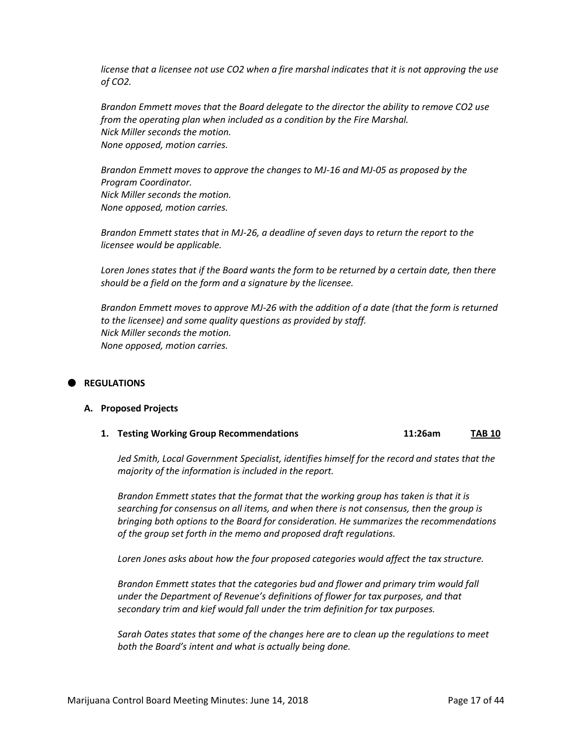*license that a licensee not use $CO_2$ when a fire marshal indicates that it is not approving the use of $CO_2$.*

*Brandon Emmett moves that the Board delegate to the director the ability to remove $CO_2$ use from the operating plan when included as a condition by the Fire Marshal.*
*Nick Miller seconds the motion.*
*None opposed, motion carries.*

*Brandon Emmett moves to approve the changes to MJ-16 and MJ-05 as proposed by the Program Coordinator.*
*Nick Miller seconds the motion.*
*None opposed, motion carries.*

*Brandon Emmett states that in MJ-26, a deadline of seven days to return the report to the licensee would be applicable.*

*Loren Jones states that if the Board wants the form to be returned by a certain date, then there should be a field on the form and a signature by the licensee.*

*Brandon Emmett moves to approve MJ-26 with the addition of a date (that the form is returned to the licensee) and some quality questions as provided by staff.*
*Nick Miller seconds the motion.*
*None opposed, motion carries.*

## REGULATIONS

### A. Proposed Projects

#### 1. Testing Working Group Recommendations 11:26am <u>TAB 10</u>

*Jed Smith, Local Government Specialist, identifies himself for the record and states that the majority of the information is included in the report.*

*Brandon Emmett states that the format that the working group has taken is that it is searching for consensus on all items, and when there is not consensus, then the group is bringing both options to the Board for consideration. He summarizes the recommendations of the group set forth in the memo and proposed draft regulations.*

*Loren Jones asks about how the four proposed categories would affect the tax structure.*

*Brandon Emmett states that the categories bud and flower and primary trim would fall under the Department of Revenue's definitions of flower for tax purposes, and that secondary trim and kief would fall under the trim definition for tax purposes.*

*Sarah Oates states that some of the changes here are to clean up the regulations to meet both the Board's intent and what is actually being done.*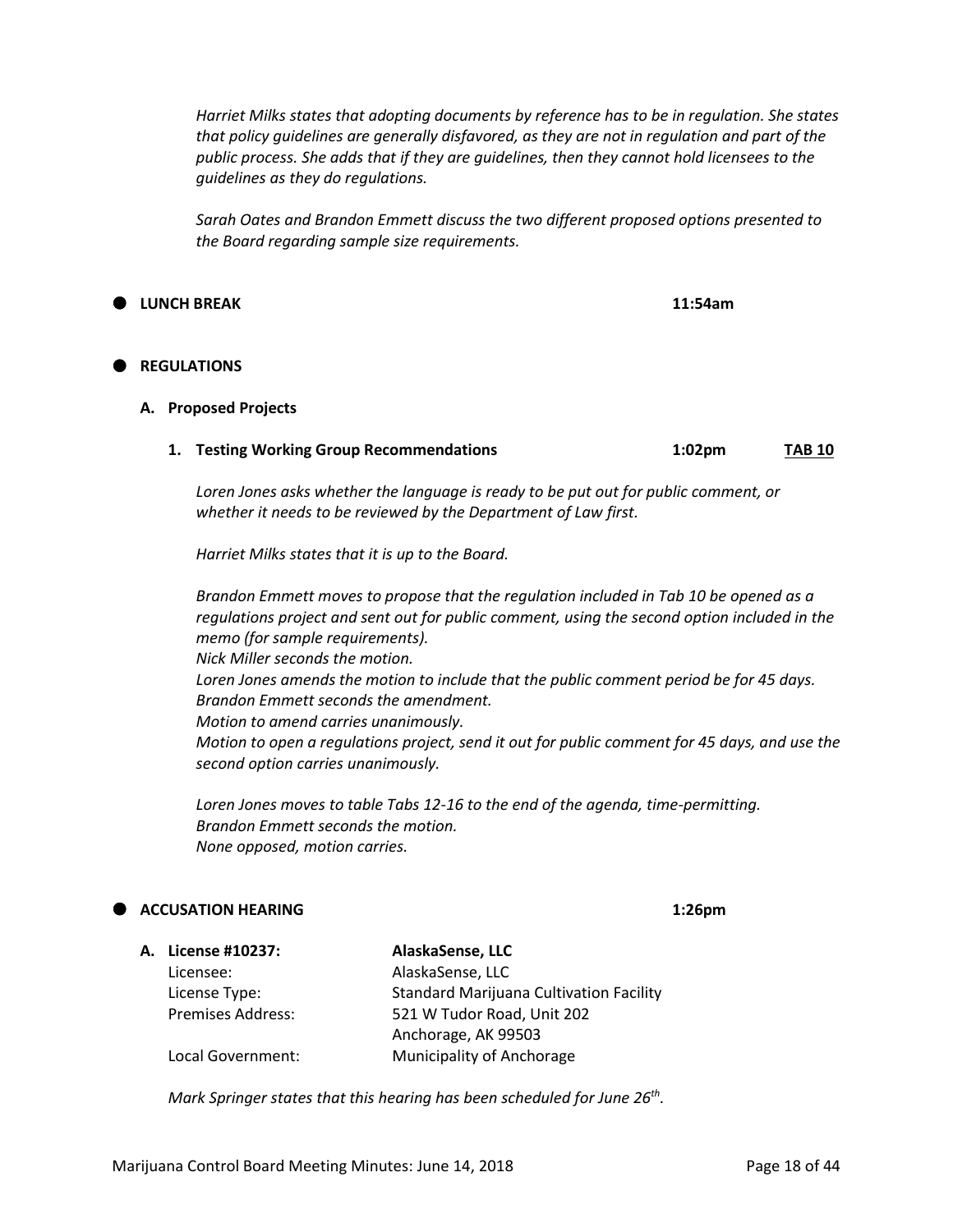*Harriet Milks states that adopting documents by reference has to be in regulation. She states that policy guidelines are generally disfavored, as they are not in regulation and part of the public process. She adds that if they are guidelines, then they cannot hold licensees to the guidelines as they do regulations.*

*Sarah Oates and Brandon Emmett discuss the two different proposed options presented to the Board regarding sample size requirements.*

- **LUNCH BREAK** **11:54am**

- **REGULATIONS**

**A. Proposed Projects**

**1. Testing Working Group Recommendations** **1:02pm** **TAB 10**

*Loren Jones asks whether the language is ready to be put out for public comment, or whether it needs to be reviewed by the Department of Law first.*

*Harriet Milks states that it is up to the Board.*

*Brandon Emmett moves to propose that the regulation included in Tab 10 be opened as a regulations project and sent out for public comment, using the second option included in the memo (for sample requirements).*
*Nick Miller seconds the motion.*
*Loren Jones amends the motion to include that the public comment period be for 45 days.*
*Brandon Emmett seconds the amendment.*
*Motion to amend carries unanimously.*
*Motion to open a regulations project, send it out for public comment for 45 days, and use the second option carries unanimously.*

*Loren Jones moves to table Tabs 12-16 to the end of the agenda, time-permitting.*
*Brandon Emmett seconds the motion.*
*None opposed, motion carries.*

- **ACCUSATION HEARING** **1:26pm**

**A. License #10237:** **AlaskaSense, LLC**

| | |
|---|---|
| Licensee: | AlaskaSense, LLC |
| License Type: | Standard Marijuana Cultivation Facility |
| Premises Address: | 521 W Tudor Road, Unit 202<br>Anchorage, AK 99503 |
| Local Government: | Municipality of Anchorage |

*Mark Springer states that this hearing has been scheduled for June 26th.*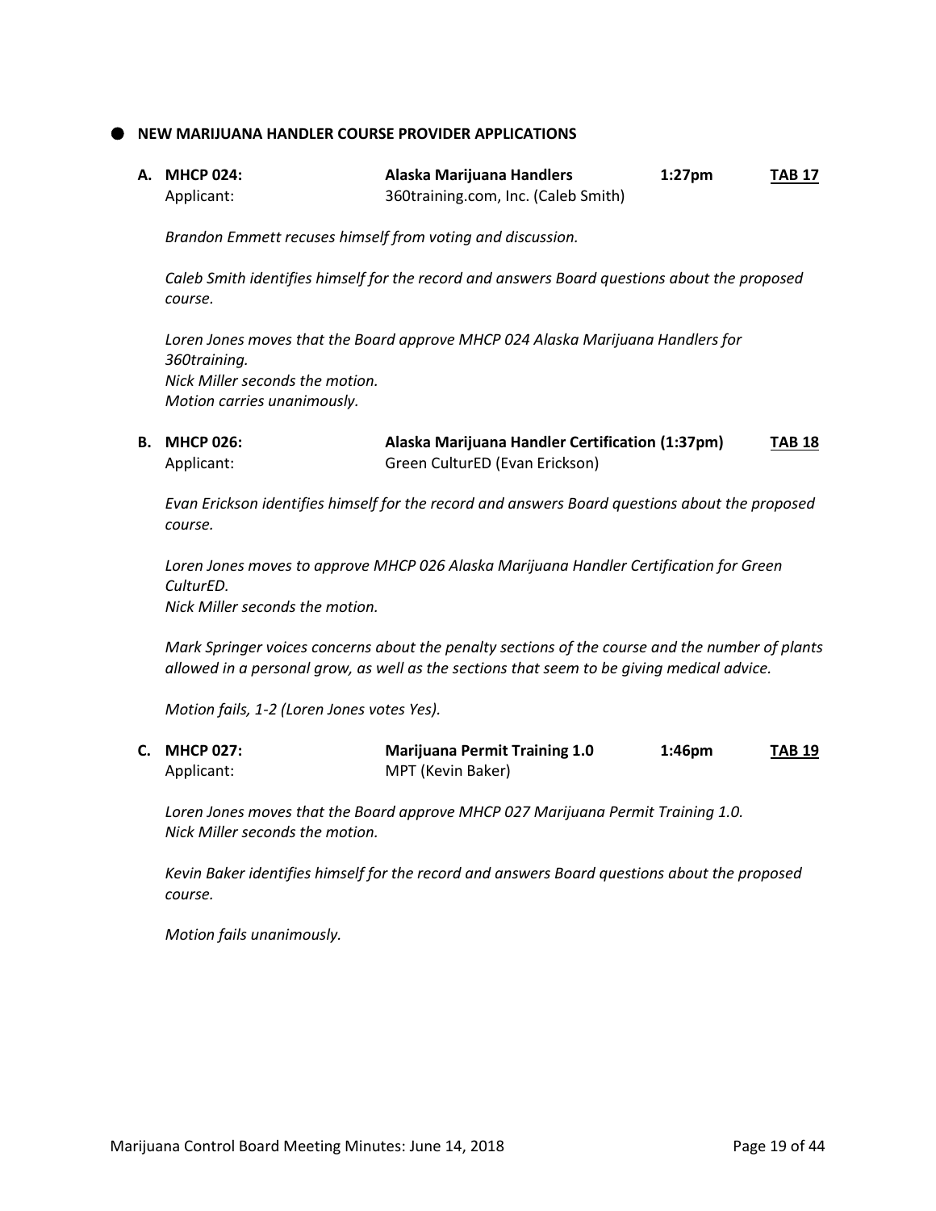## NEW MARIJUANA HANDLER COURSE PROVIDER APPLICATIONS

**A. MHCP 024:** **Alaska Marijuana Handlers** **1:27pm** **TAB 17**
Applicant: 360training.com, Inc. (Caleb Smith)

*Brandon Emmett recuses himself from voting and discussion.*

*Caleb Smith identifies himself for the record and answers Board questions about the proposed course.*

*Loren Jones moves that the Board approve MHCP 024 Alaska Marijuana Handlers for 360training.*
*Nick Miller seconds the motion.*
*Motion carries unanimously.*

**B. MHCP 026:** **Alaska Marijuana Handler Certification (1:37pm)** **TAB 18**
Applicant: Green CulturED (Evan Erickson)

*Evan Erickson identifies himself for the record and answers Board questions about the proposed course.*

*Loren Jones moves to approve MHCP 026 Alaska Marijuana Handler Certification for Green CulturED.*
*Nick Miller seconds the motion.*

*Mark Springer voices concerns about the penalty sections of the course and the number of plants allowed in a personal grow, as well as the sections that seem to be giving medical advice.*

*Motion fails, 1-2 (Loren Jones votes Yes).*

**C. MHCP 027:** **Marijuana Permit Training 1.0** **1:46pm** **TAB 19**
Applicant: MPT (Kevin Baker)

*Loren Jones moves that the Board approve MHCP 027 Marijuana Permit Training 1.0.*
*Nick Miller seconds the motion.*

*Kevin Baker identifies himself for the record and answers Board questions about the proposed course.*

*Motion fails unanimously.*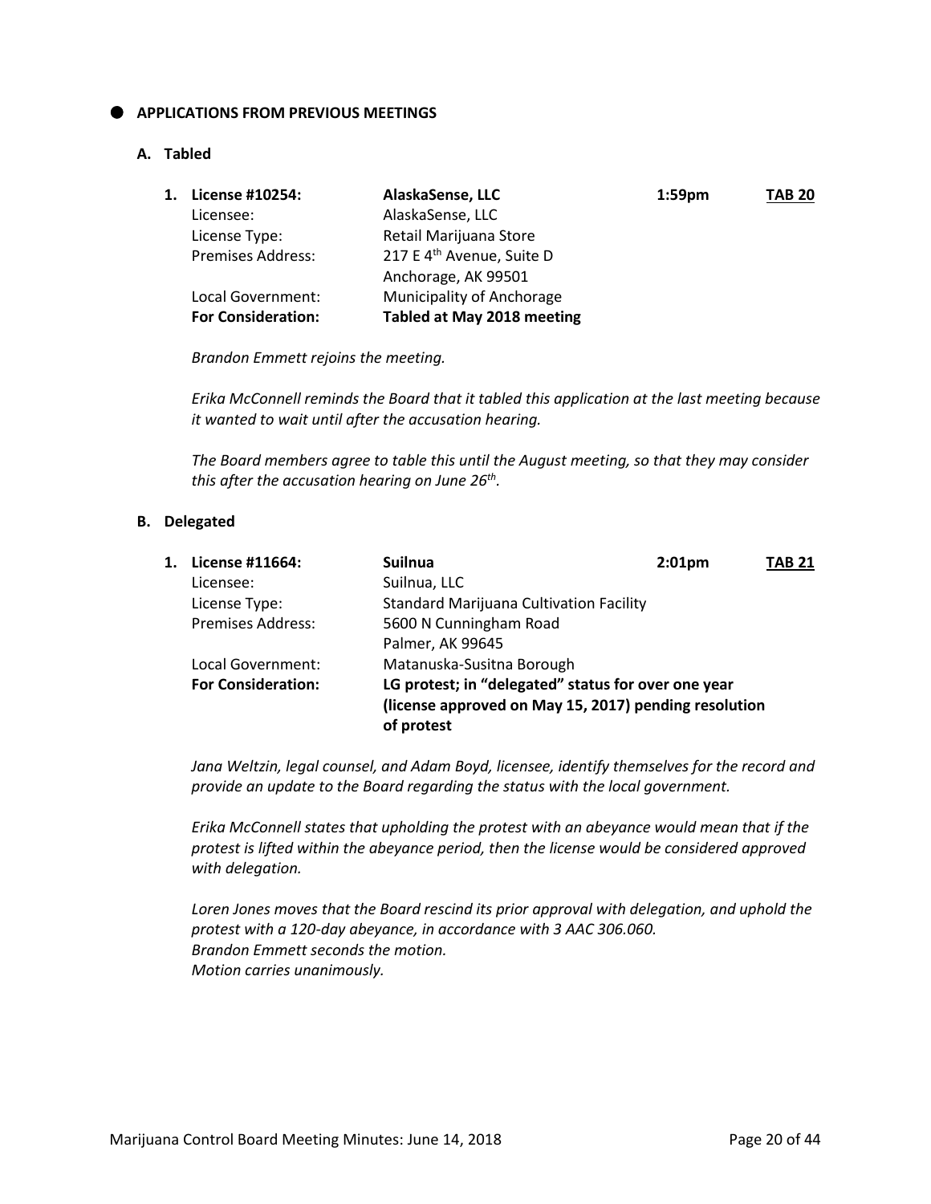## APPLICATIONS FROM PREVIOUS MEETINGS

### A. Tabled

**1. License #10254:** **AlaskaSense, LLC** **1:59pm** **TAB 20**

| | |
|---|---|
| Licensee: | AlaskaSense, LLC |
| License Type: | Retail Marijuana Store |
| Premises Address: | 217 E 4th Avenue, Suite D<br>Anchorage, AK 99501 |
| Local Government: | Municipality of Anchorage |
| **For Consideration:** | **Tabled at May 2018 meeting** |

*Brandon Emmett rejoins the meeting.*

*Erika McConnell reminds the Board that it tabled this application at the last meeting because it wanted to wait until after the accusation hearing.*

*The Board members agree to table this until the August meeting, so that they may consider this after the accusation hearing on June 26th.*

### B. Delegated

**1. License #11664:** **Suilnua** **2:01pm** **TAB 21**

| | |
|---|---|
| Licensee: | Suilnua, LLC |
| License Type: | Standard Marijuana Cultivation Facility |
| Premises Address: | 5600 N Cunningham Road<br>Palmer, AK 99645 |
| Local Government: | Matanuska-Susitna Borough |
| **For Consideration:** | **LG protest; in "delegated" status for over one year (license approved on May 15, 2017) pending resolution of protest** |

*Jana Weltzin, legal counsel, and Adam Boyd, licensee, identify themselves for the record and provide an update to the Board regarding the status with the local government.*

*Erika McConnell states that upholding the protest with an abeyance would mean that if the protest is lifted within the abeyance period, then the license would be considered approved with delegation.*

*Loren Jones moves that the Board rescind its prior approval with delegation, and uphold the protest with a 120-day abeyance, in accordance with 3 AAC 306.060.*
*Brandon Emmett seconds the motion.*
*Motion carries unanimously.*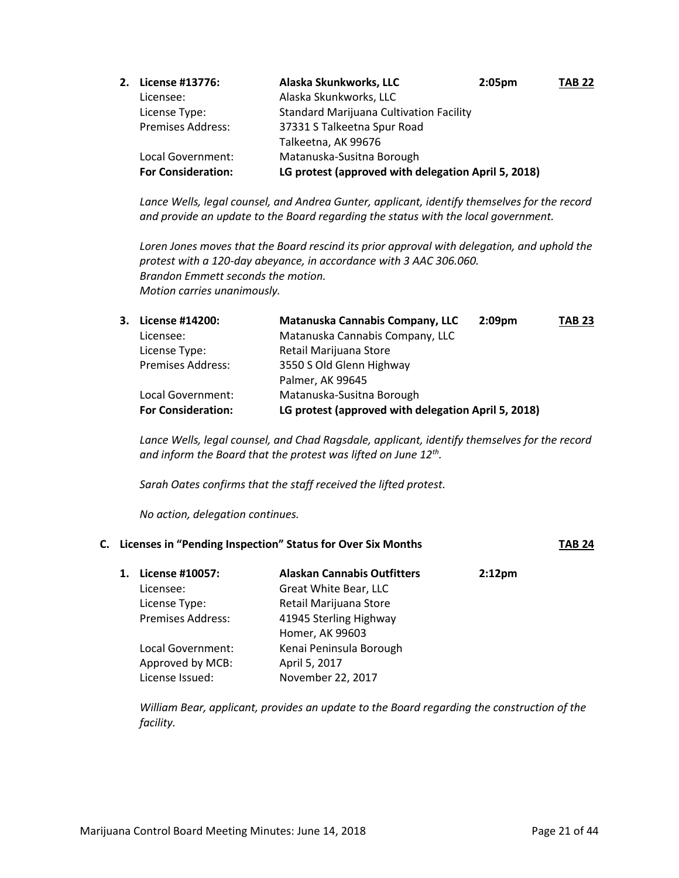**2. License #13776: Alaska Skunkworks, LLC 2:05pm TAB 22**

Licensee: Alaska Skunkworks, LLC
License Type: Standard Marijuana Cultivation Facility
Premises Address: 37331 S Talkeetna Spur Road
Talkeetna, AK 99676
Local Government: Matanuska-Susitna Borough
**For Consideration: LG protest (approved with delegation April 5, 2018)**

*Lance Wells, legal counsel, and Andrea Gunter, applicant, identify themselves for the record and provide an update to the Board regarding the status with the local government.*

*Loren Jones moves that the Board rescind its prior approval with delegation, and uphold the protest with a 120-day abeyance, in accordance with 3 AAC 306.060.*
*Brandon Emmett seconds the motion.*
*Motion carries unanimously.*

**3. License #14200: Matanuska Cannabis Company, LLC 2:09pm TAB 23**

Licensee: Matanuska Cannabis Company, LLC
License Type: Retail Marijuana Store
Premises Address: 3550 S Old Glenn Highway
Palmer, AK 99645
Local Government: Matanuska-Susitna Borough
**For Consideration: LG protest (approved with delegation April 5, 2018)**

*Lance Wells, legal counsel, and Chad Ragsdale, applicant, identify themselves for the record and inform the Board that the protest was lifted on June 12th.*

*Sarah Oates confirms that the staff received the lifted protest.*

*No action, delegation continues.*

**C. Licenses in "Pending Inspection" Status for Over Six Months TAB 24**

**1. License #10057: Alaskan Cannabis Outfitters 2:12pm**

Licensee: Great White Bear, LLC
License Type: Retail Marijuana Store
Premises Address: 41945 Sterling Highway
Homer, AK 99603
Local Government: Kenai Peninsula Borough
Approved by MCB: April 5, 2017
License Issued: November 22, 2017

*William Bear, applicant, provides an update to the Board regarding the construction of the facility.*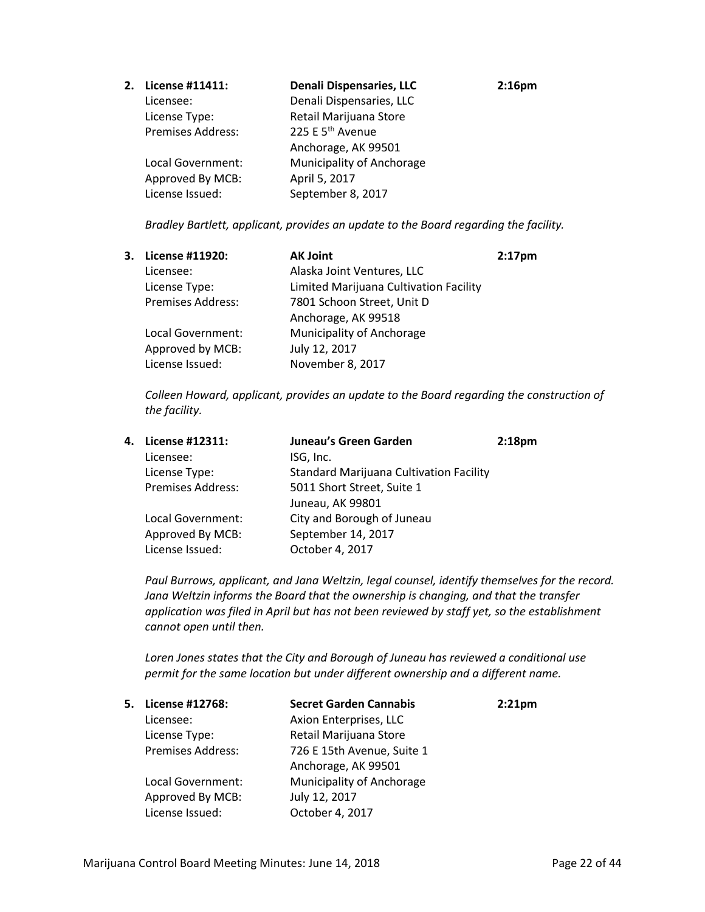2. **License #11411:** **Denali Dispensaries, LLC** **2:16pm**

   Licensee: Denali Dispensaries, LLC
   License Type: Retail Marijuana Store
   Premises Address: 225 E 5th Avenue
   Anchorage, AK 99501
   Local Government: Municipality of Anchorage
   Approved By MCB: April 5, 2017
   License Issued: September 8, 2017

   *Bradley Bartlett, applicant, provides an update to the Board regarding the facility.*

3. **License #11920:** **AK Joint** **2:17pm**

   Licensee: Alaska Joint Ventures, LLC
   License Type: Limited Marijuana Cultivation Facility
   Premises Address: 7801 Schoon Street, Unit D
   Anchorage, AK 99518
   Local Government: Municipality of Anchorage
   Approved by MCB: July 12, 2017
   License Issued: November 8, 2017

   *Colleen Howard, applicant, provides an update to the Board regarding the construction of the facility.*

4. **License #12311:** **Juneau's Green Garden** **2:18pm**

   Licensee: ISG, Inc.
   License Type: Standard Marijuana Cultivation Facility
   Premises Address: 5011 Short Street, Suite 1
   Juneau, AK 99801
   Local Government: City and Borough of Juneau
   Approved By MCB: September 14, 2017
   License Issued: October 4, 2017

   *Paul Burrows, applicant, and Jana Weltzin, legal counsel, identify themselves for the record. Jana Weltzin informs the Board that the ownership is changing, and that the transfer application was filed in April but has not been reviewed by staff yet, so the establishment cannot open until then.*

   *Loren Jones states that the City and Borough of Juneau has reviewed a conditional use permit for the same location but under different ownership and a different name.*

5. **License #12768:** **Secret Garden Cannabis** **2:21pm**

   Licensee: Axion Enterprises, LLC
   License Type: Retail Marijuana Store
   Premises Address: 726 E 15th Avenue, Suite 1
   Anchorage, AK 99501
   Local Government: Municipality of Anchorage
   Approved By MCB: July 12, 2017
   License Issued: October 4, 2017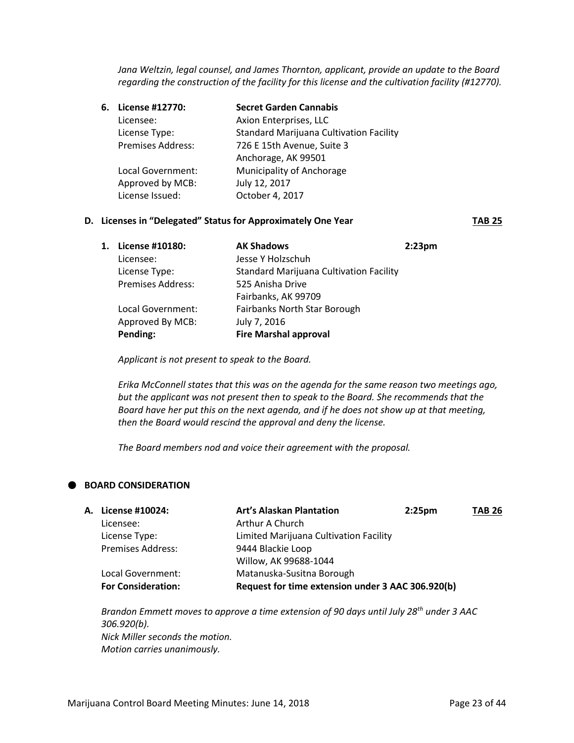*Jana Weltzin, legal counsel, and James Thornton, applicant, provide an update to the Board regarding the construction of the facility for this license and the cultivation facility (#12770).*

**6. License #12770:** **Secret Garden Cannabis**

| | |
|---|---|
| Licensee: | Axion Enterprises, LLC |
| License Type: | Standard Marijuana Cultivation Facility |
| Premises Address: | 726 E 15th Avenue, Suite 3<br>Anchorage, AK 99501 |
| Local Government: | Municipality of Anchorage |
| Approved by MCB: | July 12, 2017 |
| License Issued: | October 4, 2017 |

### D. Licenses in "Delegated" Status for Approximately One Year — TAB 25

**1. License #10180:** **AK Shadows** — **2:23pm**

| | |
|---|---|
| Licensee: | Jesse Y Holzschuh |
| License Type: | Standard Marijuana Cultivation Facility |
| Premises Address: | 525 Anisha Drive<br>Fairbanks, AK 99709 |
| Local Government: | Fairbanks North Star Borough |
| Approved By MCB: | July 7, 2016 |
| **Pending:** | **Fire Marshal approval** |

*Applicant is not present to speak to the Board.*

*Erika McConnell states that this was on the agenda for the same reason two meetings ago, but the applicant was not present then to speak to the Board. She recommends that the Board have her put this on the next agenda, and if he does not show up at that meeting, then the Board would rescind the approval and deny the license.*

*The Board members nod and voice their agreement with the proposal.*

## BOARD CONSIDERATION

**A. License #10024:** **Art's Alaskan Plantation** — **2:25pm** — **TAB 26**

| | |
|---|---|
| Licensee: | Arthur A Church |
| License Type: | Limited Marijuana Cultivation Facility |
| Premises Address: | 9444 Blackie Loop<br>Willow, AK 99688-1044 |
| Local Government: | Matanuska-Susitna Borough |
| **For Consideration:** | **Request for time extension under 3 AAC 306.920(b)** |

*Brandon Emmett moves to approve a time extension of 90 days until July 28th under 3 AAC 306.920(b).*
*Nick Miller seconds the motion.*
*Motion carries unanimously.*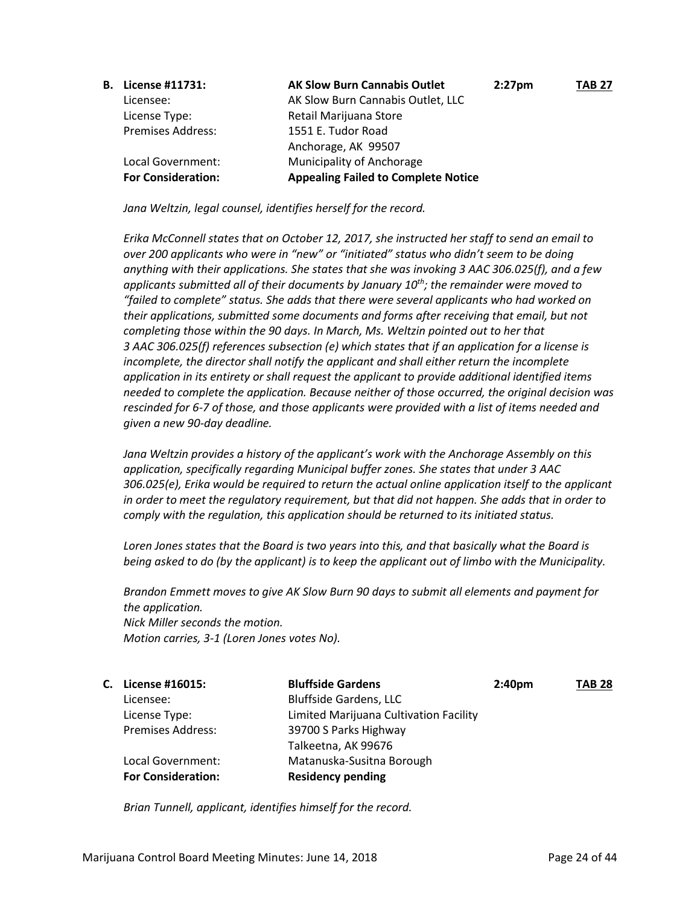**B. License #11731:** **AK Slow Burn Cannabis Outlet** **2:27pm** **TAB 27**

Licensee: AK Slow Burn Cannabis Outlet, LLC
License Type: Retail Marijuana Store
Premises Address: 1551 E. Tudor Road
Anchorage, AK 99507
Local Government: Municipality of Anchorage
**For Consideration:** **Appealing Failed to Complete Notice**

*Jana Weltzin, legal counsel, identifies herself for the record.*

*Erika McConnell states that on October 12, 2017, she instructed her staff to send an email to over 200 applicants who were in "new" or "initiated" status who didn't seem to be doing anything with their applications. She states that she was invoking 3 AAC 306.025(f), and a few applicants submitted all of their documents by January 10th; the remainder were moved to "failed to complete" status. She adds that there were several applicants who had worked on their applications, submitted some documents and forms after receiving that email, but not completing those within the 90 days. In March, Ms. Weltzin pointed out to her that 3 AAC 306.025(f) references subsection (e) which states that if an application for a license is incomplete, the director shall notify the applicant and shall either return the incomplete application in its entirety or shall request the applicant to provide additional identified items needed to complete the application. Because neither of those occurred, the original decision was rescinded for 6-7 of those, and those applicants were provided with a list of items needed and given a new 90-day deadline.*

*Jana Weltzin provides a history of the applicant's work with the Anchorage Assembly on this application, specifically regarding Municipal buffer zones. She states that under 3 AAC 306.025(e), Erika would be required to return the actual online application itself to the applicant in order to meet the regulatory requirement, but that did not happen. She adds that in order to comply with the regulation, this application should be returned to its initiated status.*

*Loren Jones states that the Board is two years into this, and that basically what the Board is being asked to do (by the applicant) is to keep the applicant out of limbo with the Municipality.*

*Brandon Emmett moves to give AK Slow Burn 90 days to submit all elements and payment for the application.*
*Nick Miller seconds the motion.*
*Motion carries, 3-1 (Loren Jones votes No).*

**C. License #16015:** **Bluffside Gardens** **2:40pm** **TAB 28**

Licensee: Bluffside Gardens, LLC
License Type: Limited Marijuana Cultivation Facility
Premises Address: 39700 S Parks Highway
Talkeetna, AK 99676
Local Government: Matanuska-Susitna Borough
**For Consideration:** **Residency pending**

*Brian Tunnell, applicant, identifies himself for the record.*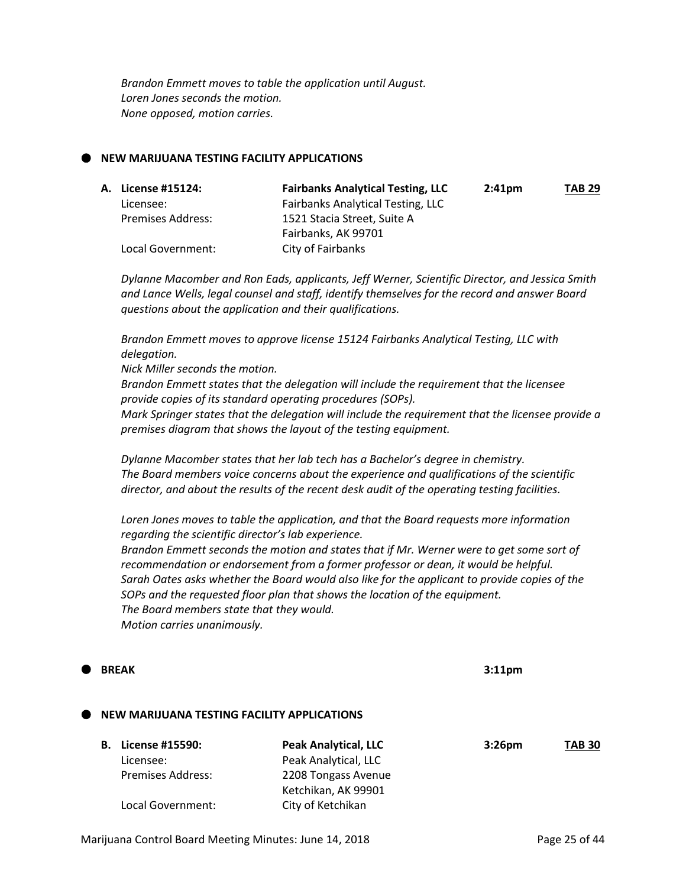*Brandon Emmett moves to table the application until August.*
*Loren Jones seconds the motion.*
*None opposed, motion carries.*

## NEW MARIJUANA TESTING FACILITY APPLICATIONS

| | | | |
|---|---|---|---|
| **A. License #15124:** | **Fairbanks Analytical Testing, LLC** | **2:41pm** | **TAB 29** |
| Licensee: | Fairbanks Analytical Testing, LLC | | |
| Premises Address: | 1521 Stacia Street, Suite A<br>Fairbanks, AK 99701 | | |
| Local Government: | City of Fairbanks | | |

*Dylanne Macomber and Ron Eads, applicants, Jeff Werner, Scientific Director, and Jessica Smith and Lance Wells, legal counsel and staff, identify themselves for the record and answer Board questions about the application and their qualifications.*

*Brandon Emmett moves to approve license 15124 Fairbanks Analytical Testing, LLC with delegation.*
*Nick Miller seconds the motion.*
*Brandon Emmett states that the delegation will include the requirement that the licensee provide copies of its standard operating procedures (SOPs).*
*Mark Springer states that the delegation will include the requirement that the licensee provide a premises diagram that shows the layout of the testing equipment.*

*Dylanne Macomber states that her lab tech has a Bachelor's degree in chemistry.*
*The Board members voice concerns about the experience and qualifications of the scientific director, and about the results of the recent desk audit of the operating testing facilities.*

*Loren Jones moves to table the application, and that the Board requests more information regarding the scientific director's lab experience.*
*Brandon Emmett seconds the motion and states that if Mr. Werner were to get some sort of recommendation or endorsement from a former professor or dean, it would be helpful.*
*Sarah Oates asks whether the Board would also like for the applicant to provide copies of the SOPs and the requested floor plan that shows the location of the equipment.*
*The Board members state that they would.*
*Motion carries unanimously.*

## BREAK 3:11pm

## NEW MARIJUANA TESTING FACILITY APPLICATIONS

| | | | |
|---|---|---|---|
| **B. License #15590:** | **Peak Analytical, LLC** | **3:26pm** | **TAB 30** |
| Licensee: | Peak Analytical, LLC | | |
| Premises Address: | 2208 Tongass Avenue<br>Ketchikan, AK 99901 | | |
| Local Government: | City of Ketchikan | | |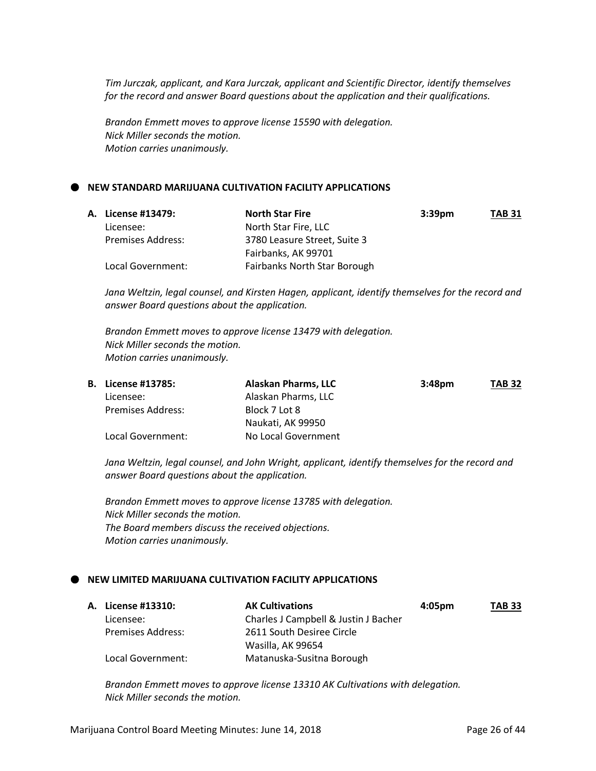*Tim Jurczak, applicant, and Kara Jurczak, applicant and Scientific Director, identify themselves for the record and answer Board questions about the application and their qualifications.*

*Brandon Emmett moves to approve license 15590 with delegation.*
*Nick Miller seconds the motion.*
*Motion carries unanimously.*

## NEW STANDARD MARIJUANA CULTIVATION FACILITY APPLICATIONS

**A. License #13479:** **North Star Fire** **3:39pm** **TAB 31**

Licensee: North Star Fire, LLC
Premises Address: 3780 Leasure Street, Suite 3
Fairbanks, AK 99701
Local Government: Fairbanks North Star Borough

*Jana Weltzin, legal counsel, and Kirsten Hagen, applicant, identify themselves for the record and answer Board questions about the application.*

*Brandon Emmett moves to approve license 13479 with delegation.*
*Nick Miller seconds the motion.*
*Motion carries unanimously.*

**B. License #13785:** **Alaskan Pharms, LLC** **3:48pm** **TAB 32**

Licensee: Alaskan Pharms, LLC
Premises Address: Block 7 Lot 8
Naukati, AK 99950
Local Government: No Local Government

*Jana Weltzin, legal counsel, and John Wright, applicant, identify themselves for the record and answer Board questions about the application.*

*Brandon Emmett moves to approve license 13785 with delegation.*
*Nick Miller seconds the motion.*
*The Board members discuss the received objections.*
*Motion carries unanimously.*

## NEW LIMITED MARIJUANA CULTIVATION FACILITY APPLICATIONS

**A. License #13310:** **AK Cultivations** **4:05pm** **TAB 33**

Licensee: Charles J Campbell & Justin J Bacher
Premises Address: 2611 South Desiree Circle
Wasilla, AK 99654
Local Government: Matanuska-Susitna Borough

*Brandon Emmett moves to approve license 13310 AK Cultivations with delegation.*
*Nick Miller seconds the motion.*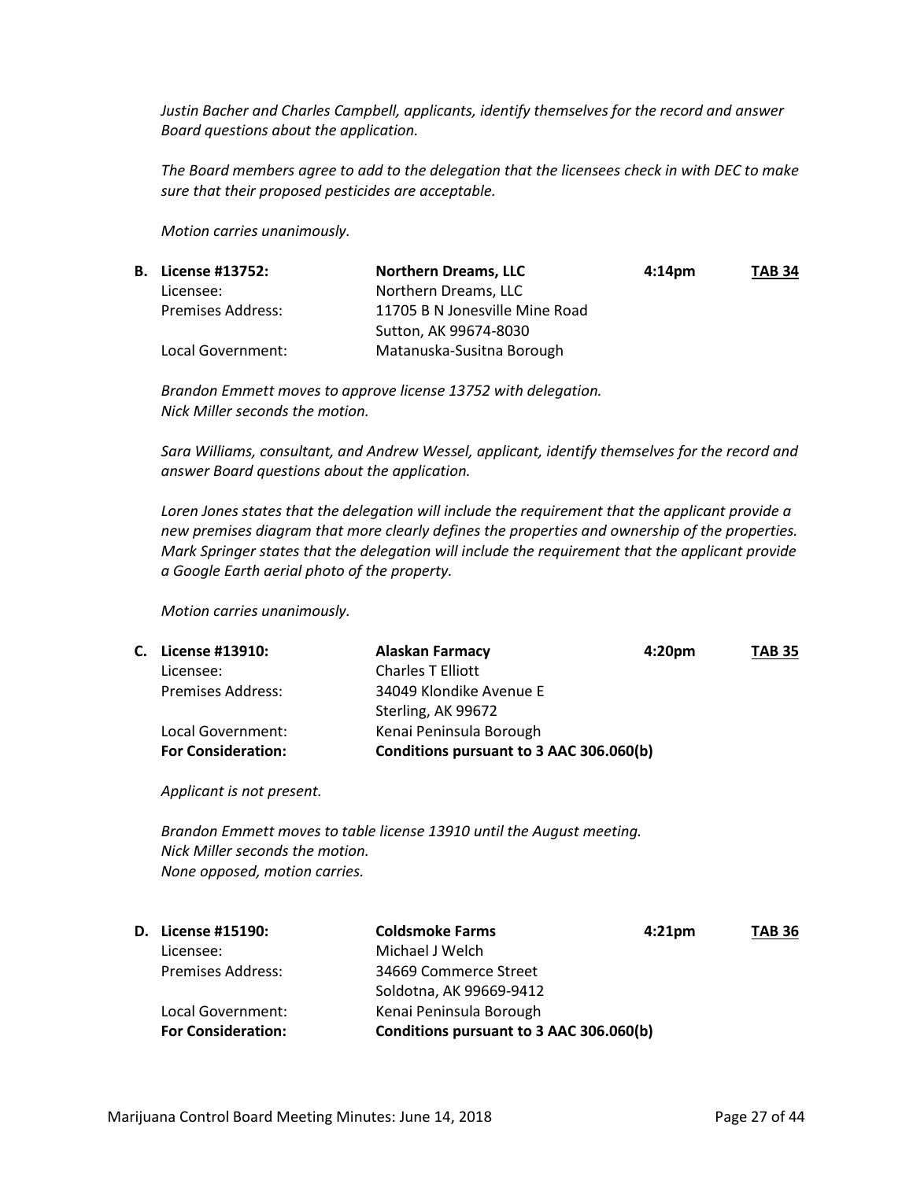*Justin Bacher and Charles Campbell, applicants, identify themselves for the record and answer Board questions about the application.*

*The Board members agree to add to the delegation that the licensees check in with DEC to make sure that their proposed pesticides are acceptable.*

*Motion carries unanimously.*

| **B. License #13752:** | **Northern Dreams, LLC** | **4:14pm** | **TAB 34** |
|---|---|---|---|
| Licensee: | Northern Dreams, LLC | | |
| Premises Address: | 11705 B N Jonesville Mine Road<br>Sutton, AK 99674-8030 | | |
| Local Government: | Matanuska-Susitna Borough | | |

*Brandon Emmett moves to approve license 13752 with delegation.*
*Nick Miller seconds the motion.*

*Sara Williams, consultant, and Andrew Wessel, applicant, identify themselves for the record and answer Board questions about the application.*

*Loren Jones states that the delegation will include the requirement that the applicant provide a new premises diagram that more clearly defines the properties and ownership of the properties. Mark Springer states that the delegation will include the requirement that the applicant provide a Google Earth aerial photo of the property.*

*Motion carries unanimously.*

| **C. License #13910:** | **Alaskan Farmacy** | **4:20pm** | **TAB 35** |
|---|---|---|---|
| Licensee: | Charles T Elliott | | |
| Premises Address: | 34049 Klondike Avenue E<br>Sterling, AK 99672 | | |
| Local Government: | Kenai Peninsula Borough | | |
| **For Consideration:** | **Conditions pursuant to 3 AAC 306.060(b)** | | |

*Applicant is not present.*

*Brandon Emmett moves to table license 13910 until the August meeting.*
*Nick Miller seconds the motion.*
*None opposed, motion carries.*

| **D. License #15190:** | **Coldsmoke Farms** | **4:21pm** | **TAB 36** |
|---|---|---|---|
| Licensee: | Michael J Welch | | |
| Premises Address: | 34669 Commerce Street<br>Soldotna, AK 99669-9412 | | |
| Local Government: | Kenai Peninsula Borough | | |
| **For Consideration:** | **Conditions pursuant to 3 AAC 306.060(b)** | | |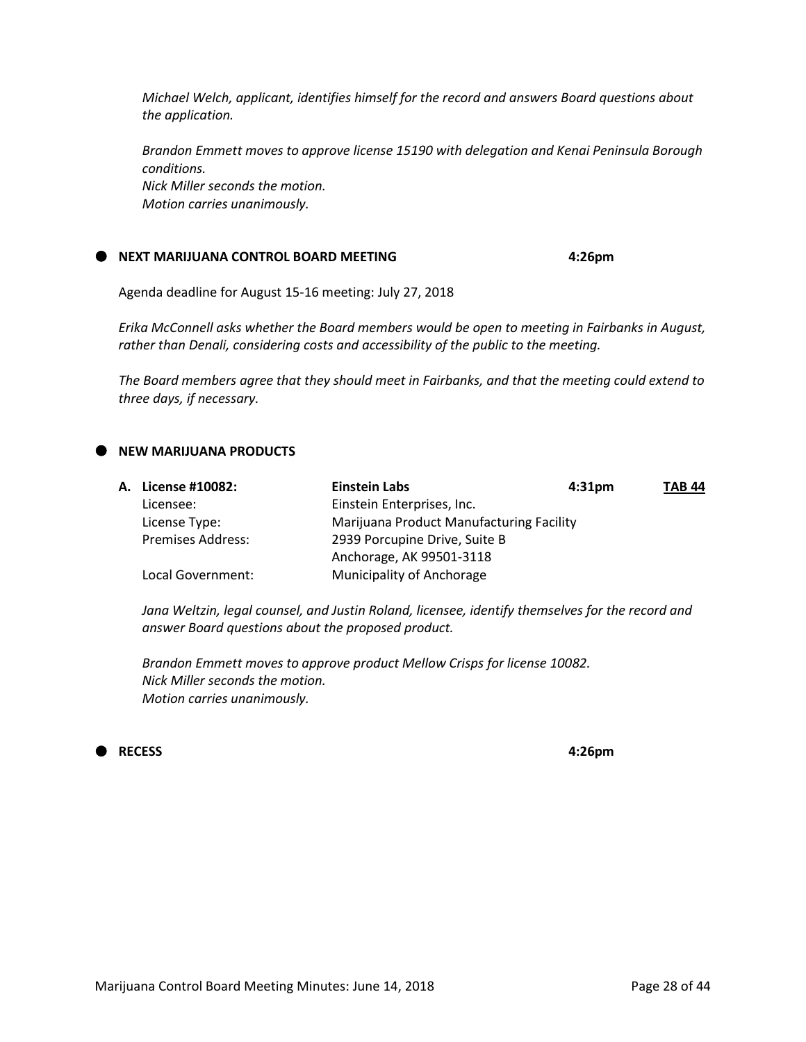*Michael Welch, applicant, identifies himself for the record and answers Board questions about the application.*

*Brandon Emmett moves to approve license 15190 with delegation and Kenai Peninsula Borough conditions.*
*Nick Miller seconds the motion.*
*Motion carries unanimously.*

- **NEXT MARIJUANA CONTROL BOARD MEETING** **4:26pm**

Agenda deadline for August 15-16 meeting: July 27, 2018

*Erika McConnell asks whether the Board members would be open to meeting in Fairbanks in August, rather than Denali, considering costs and accessibility of the public to the meeting.*

*The Board members agree that they should meet in Fairbanks, and that the meeting could extend to three days, if necessary.*

- **NEW MARIJUANA PRODUCTS**

| A. **License #10082:** | **Einstein Labs** | **4:31pm** | **TAB 44** |
|---|---|---|---|
| Licensee: | Einstein Enterprises, Inc. | | |
| License Type: | Marijuana Product Manufacturing Facility | | |
| Premises Address: | 2939 Porcupine Drive, Suite B<br>Anchorage, AK 99501-3118 | | |
| Local Government: | Municipality of Anchorage | | |

*Jana Weltzin, legal counsel, and Justin Roland, licensee, identify themselves for the record and answer Board questions about the proposed product.*

*Brandon Emmett moves to approve product Mellow Crisps for license 10082.*
*Nick Miller seconds the motion.*
*Motion carries unanimously.*

- **RECESS** **4:26pm**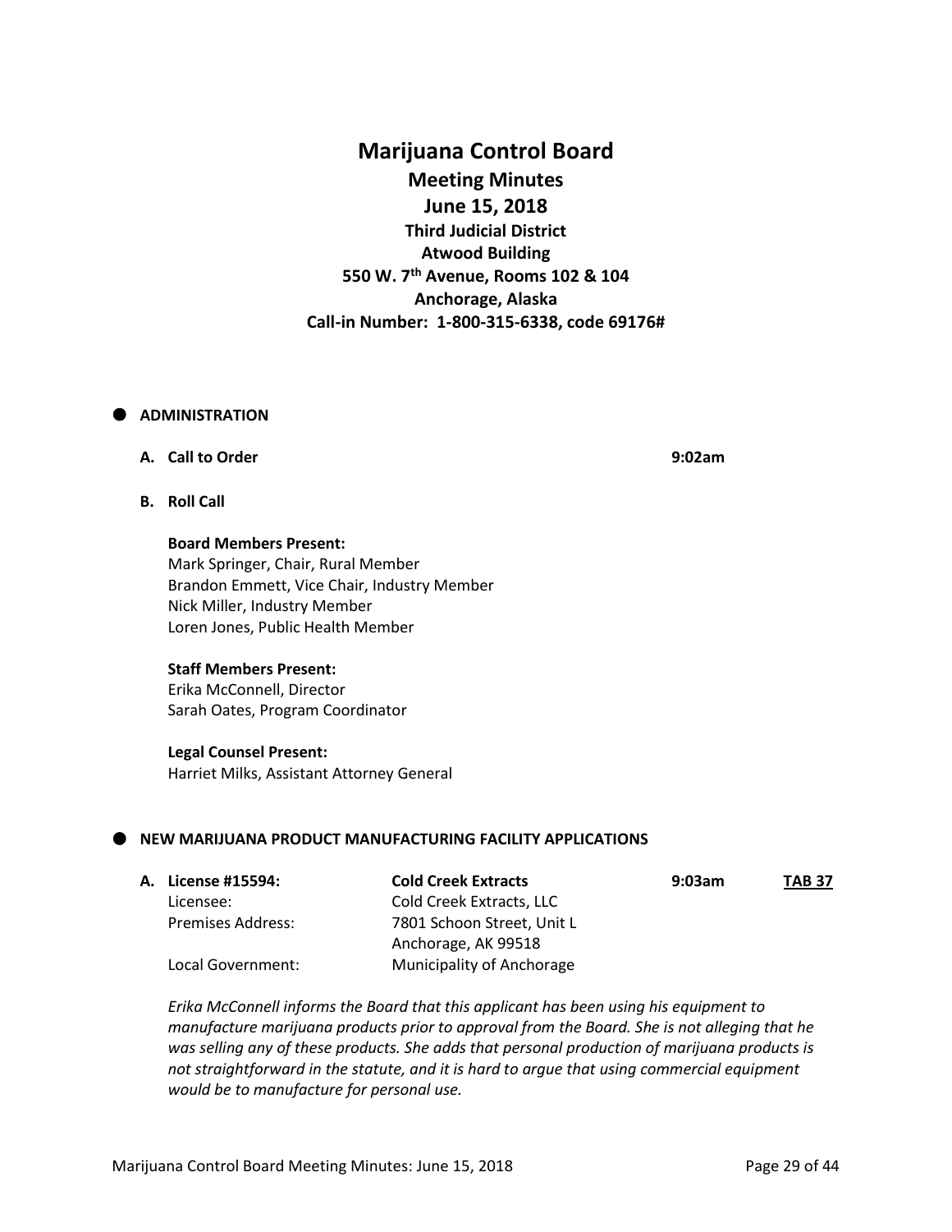# Marijuana Control Board

## Meeting Minutes

## June 15, 2018

### Third Judicial District
### Atwood Building
### 550 W. 7th Avenue, Rooms 102 & 104
### Anchorage, Alaska
### Call-in Number: 1-800-315-6338, code 69176#

## ADMINISTRATION

**A. Call to Order** **9:02am**

**B. Roll Call**

**Board Members Present:**
Mark Springer, Chair, Rural Member
Brandon Emmett, Vice Chair, Industry Member
Nick Miller, Industry Member
Loren Jones, Public Health Member

**Staff Members Present:**
Erika McConnell, Director
Sarah Oates, Program Coordinator

**Legal Counsel Present:**
Harriet Milks, Assistant Attorney General

## NEW MARIJUANA PRODUCT MANUFACTURING FACILITY APPLICATIONS

| **A. License #15594:** | **Cold Creek Extracts** | **9:03am** | **TAB 37** |
|---|---|---|---|
| Licensee: | Cold Creek Extracts, LLC | | |
| Premises Address: | 7801 Schoon Street, Unit L<br>Anchorage, AK 99518 | | |
| Local Government: | Municipality of Anchorage | | |

*Erika McConnell informs the Board that this applicant has been using his equipment to manufacture marijuana products prior to approval from the Board. She is not alleging that he was selling any of these products. She adds that personal production of marijuana products is not straightforward in the statute, and it is hard to argue that using commercial equipment would be to manufacture for personal use.*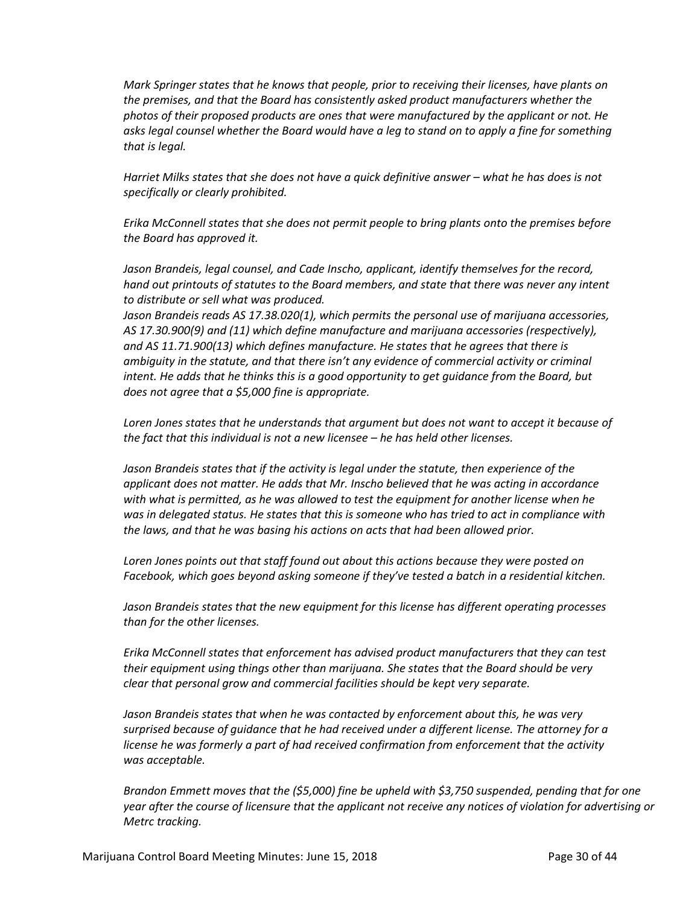*Mark Springer states that he knows that people, prior to receiving their licenses, have plants on the premises, and that the Board has consistently asked product manufacturers whether the photos of their proposed products are ones that were manufactured by the applicant or not. He asks legal counsel whether the Board would have a leg to stand on to apply a fine for something that is legal.*

*Harriet Milks states that she does not have a quick definitive answer – what he has does is not specifically or clearly prohibited.*

*Erika McConnell states that she does not permit people to bring plants onto the premises before the Board has approved it.*

*Jason Brandeis, legal counsel, and Cade Inscho, applicant, identify themselves for the record, hand out printouts of statutes to the Board members, and state that there was never any intent to distribute or sell what was produced.*
*Jason Brandeis reads AS 17.38.020(1), which permits the personal use of marijuana accessories, AS 17.30.900(9) and (11) which define manufacture and marijuana accessories (respectively), and AS 11.71.900(13) which defines manufacture. He states that he agrees that there is ambiguity in the statute, and that there isn't any evidence of commercial activity or criminal intent. He adds that he thinks this is a good opportunity to get guidance from the Board, but does not agree that a $5,000 fine is appropriate.*

*Loren Jones states that he understands that argument but does not want to accept it because of the fact that this individual is not a new licensee – he has held other licenses.*

*Jason Brandeis states that if the activity is legal under the statute, then experience of the applicant does not matter. He adds that Mr. Inscho believed that he was acting in accordance with what is permitted, as he was allowed to test the equipment for another license when he was in delegated status. He states that this is someone who has tried to act in compliance with the laws, and that he was basing his actions on acts that had been allowed prior.*

*Loren Jones points out that staff found out about this actions because they were posted on Facebook, which goes beyond asking someone if they've tested a batch in a residential kitchen.*

*Jason Brandeis states that the new equipment for this license has different operating processes than for the other licenses.*

*Erika McConnell states that enforcement has advised product manufacturers that they can test their equipment using things other than marijuana. She states that the Board should be very clear that personal grow and commercial facilities should be kept very separate.*

*Jason Brandeis states that when he was contacted by enforcement about this, he was very surprised because of guidance that he had received under a different license. The attorney for a license he was formerly a part of had received confirmation from enforcement that the activity was acceptable.*

*Brandon Emmett moves that the ($5,000) fine be upheld with $3,750 suspended, pending that for one year after the course of licensure that the applicant not receive any notices of violation for advertising or Metrc tracking.*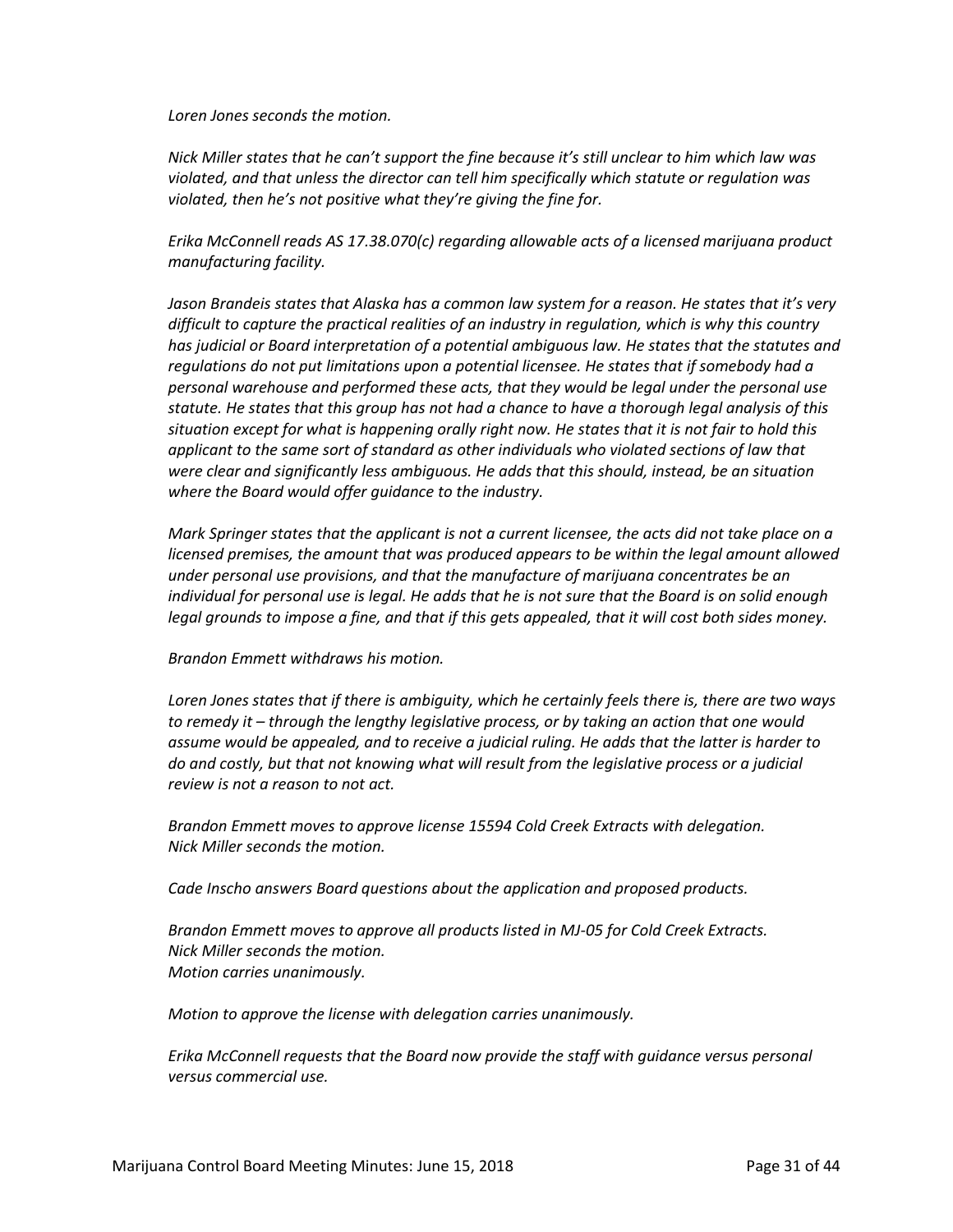*Loren Jones seconds the motion.*

*Nick Miller states that he can't support the fine because it's still unclear to him which law was violated, and that unless the director can tell him specifically which statute or regulation was violated, then he's not positive what they're giving the fine for.*

*Erika McConnell reads AS 17.38.070(c) regarding allowable acts of a licensed marijuana product manufacturing facility.*

*Jason Brandeis states that Alaska has a common law system for a reason. He states that it's very difficult to capture the practical realities of an industry in regulation, which is why this country has judicial or Board interpretation of a potential ambiguous law. He states that the statutes and regulations do not put limitations upon a potential licensee. He states that if somebody had a personal warehouse and performed these acts, that they would be legal under the personal use statute. He states that this group has not had a chance to have a thorough legal analysis of this situation except for what is happening orally right now. He states that it is not fair to hold this applicant to the same sort of standard as other individuals who violated sections of law that were clear and significantly less ambiguous. He adds that this should, instead, be an situation where the Board would offer guidance to the industry.*

*Mark Springer states that the applicant is not a current licensee, the acts did not take place on a licensed premises, the amount that was produced appears to be within the legal amount allowed under personal use provisions, and that the manufacture of marijuana concentrates be an individual for personal use is legal. He adds that he is not sure that the Board is on solid enough legal grounds to impose a fine, and that if this gets appealed, that it will cost both sides money.*

*Brandon Emmett withdraws his motion.*

*Loren Jones states that if there is ambiguity, which he certainly feels there is, there are two ways to remedy it – through the lengthy legislative process, or by taking an action that one would assume would be appealed, and to receive a judicial ruling. He adds that the latter is harder to do and costly, but that not knowing what will result from the legislative process or a judicial review is not a reason to not act.*

*Brandon Emmett moves to approve license 15594 Cold Creek Extracts with delegation.*
*Nick Miller seconds the motion.*

*Cade Inscho answers Board questions about the application and proposed products.*

*Brandon Emmett moves to approve all products listed in MJ-05 for Cold Creek Extracts.*
*Nick Miller seconds the motion.*
*Motion carries unanimously.*

*Motion to approve the license with delegation carries unanimously.*

*Erika McConnell requests that the Board now provide the staff with guidance versus personal versus commercial use.*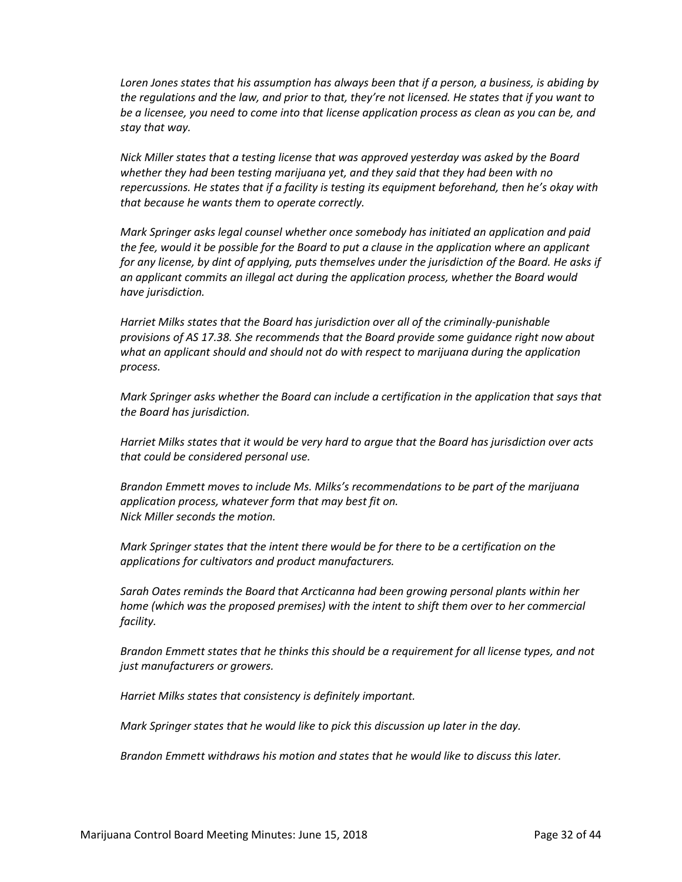*Loren Jones states that his assumption has always been that if a person, a business, is abiding by the regulations and the law, and prior to that, they're not licensed. He states that if you want to be a licensee, you need to come into that license application process as clean as you can be, and stay that way.*

*Nick Miller states that a testing license that was approved yesterday was asked by the Board whether they had been testing marijuana yet, and they said that they had been with no repercussions. He states that if a facility is testing its equipment beforehand, then he's okay with that because he wants them to operate correctly.*

*Mark Springer asks legal counsel whether once somebody has initiated an application and paid the fee, would it be possible for the Board to put a clause in the application where an applicant for any license, by dint of applying, puts themselves under the jurisdiction of the Board. He asks if an applicant commits an illegal act during the application process, whether the Board would have jurisdiction.*

*Harriet Milks states that the Board has jurisdiction over all of the criminally-punishable provisions of AS 17.38. She recommends that the Board provide some guidance right now about what an applicant should and should not do with respect to marijuana during the application process.*

*Mark Springer asks whether the Board can include a certification in the application that says that the Board has jurisdiction.*

*Harriet Milks states that it would be very hard to argue that the Board has jurisdiction over acts that could be considered personal use.*

*Brandon Emmett moves to include Ms. Milks's recommendations to be part of the marijuana application process, whatever form that may best fit on.*
*Nick Miller seconds the motion.*

*Mark Springer states that the intent there would be for there to be a certification on the applications for cultivators and product manufacturers.*

*Sarah Oates reminds the Board that Arcticanna had been growing personal plants within her home (which was the proposed premises) with the intent to shift them over to her commercial facility.*

*Brandon Emmett states that he thinks this should be a requirement for all license types, and not just manufacturers or growers.*

*Harriet Milks states that consistency is definitely important.*

*Mark Springer states that he would like to pick this discussion up later in the day.*

*Brandon Emmett withdraws his motion and states that he would like to discuss this later.*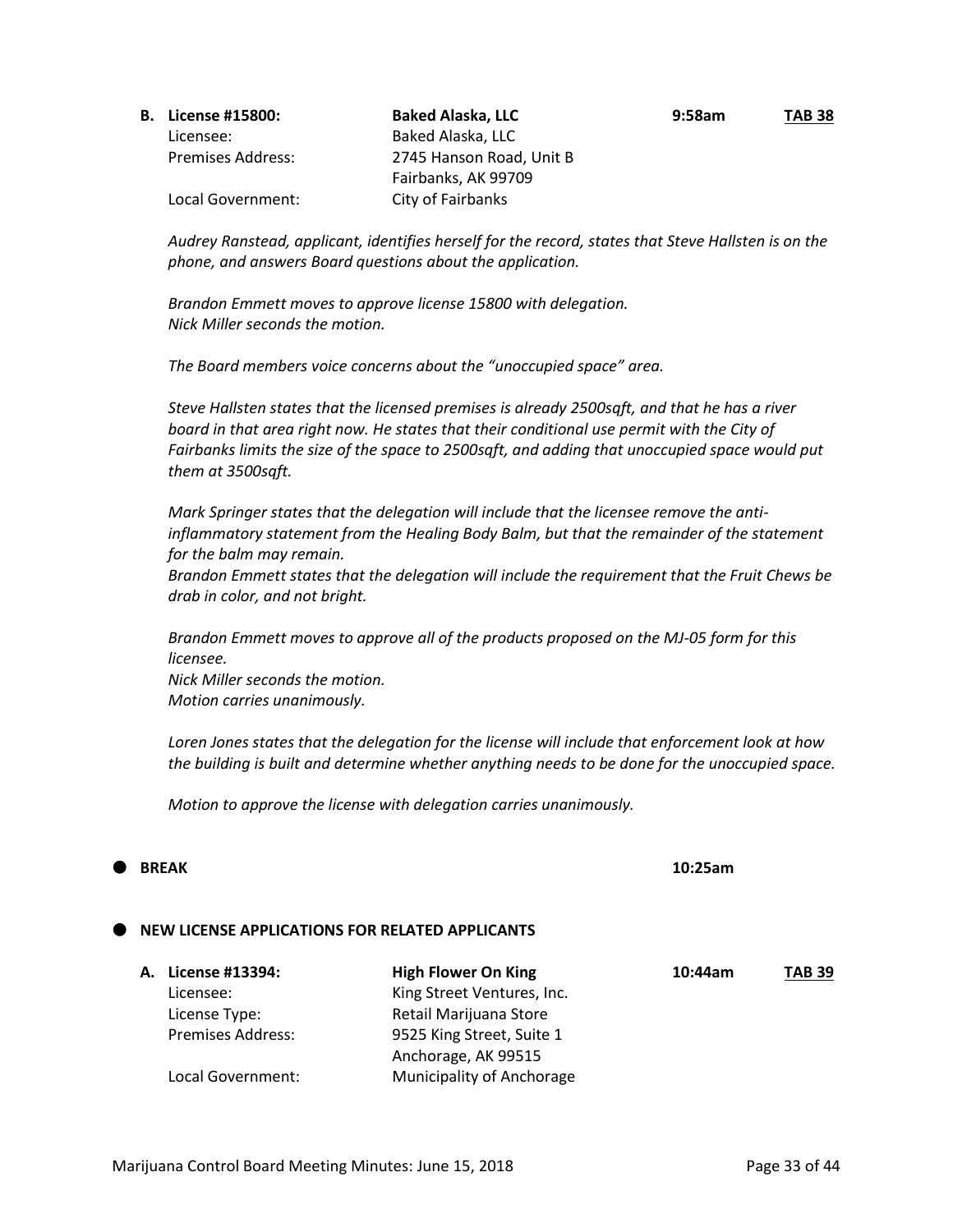**B. License #15800:** **Baked Alaska, LLC** **9:58am** **TAB 38**

Licensee: Baked Alaska, LLC
Premises Address: 2745 Hanson Road, Unit B
Fairbanks, AK 99709
Local Government: City of Fairbanks

*Audrey Ranstead, applicant, identifies herself for the record, states that Steve Hallsten is on the phone, and answers Board questions about the application.*

*Brandon Emmett moves to approve license 15800 with delegation.*
*Nick Miller seconds the motion.*

*The Board members voice concerns about the "unoccupied space" area.*

*Steve Hallsten states that the licensed premises is already 2500sqft, and that he has a river board in that area right now. He states that their conditional use permit with the City of Fairbanks limits the size of the space to 2500sqft, and adding that unoccupied space would put them at 3500sqft.*

*Mark Springer states that the delegation will include that the licensee remove the anti-inflammatory statement from the Healing Body Balm, but that the remainder of the statement for the balm may remain.*
*Brandon Emmett states that the delegation will include the requirement that the Fruit Chews be drab in color, and not bright.*

*Brandon Emmett moves to approve all of the products proposed on the MJ-05 form for this licensee.*
*Nick Miller seconds the motion.*
*Motion carries unanimously.*

*Loren Jones states that the delegation for the license will include that enforcement look at how the building is built and determine whether anything needs to be done for the unoccupied space.*

*Motion to approve the license with delegation carries unanimously.*

- **BREAK** 10:25am

- **NEW LICENSE APPLICATIONS FOR RELATED APPLICANTS**

**A. License #13394:** **High Flower On King** **10:44am** **TAB 39**

Licensee: King Street Ventures, Inc.
License Type: Retail Marijuana Store
Premises Address: 9525 King Street, Suite 1
Anchorage, AK 99515
Local Government: Municipality of Anchorage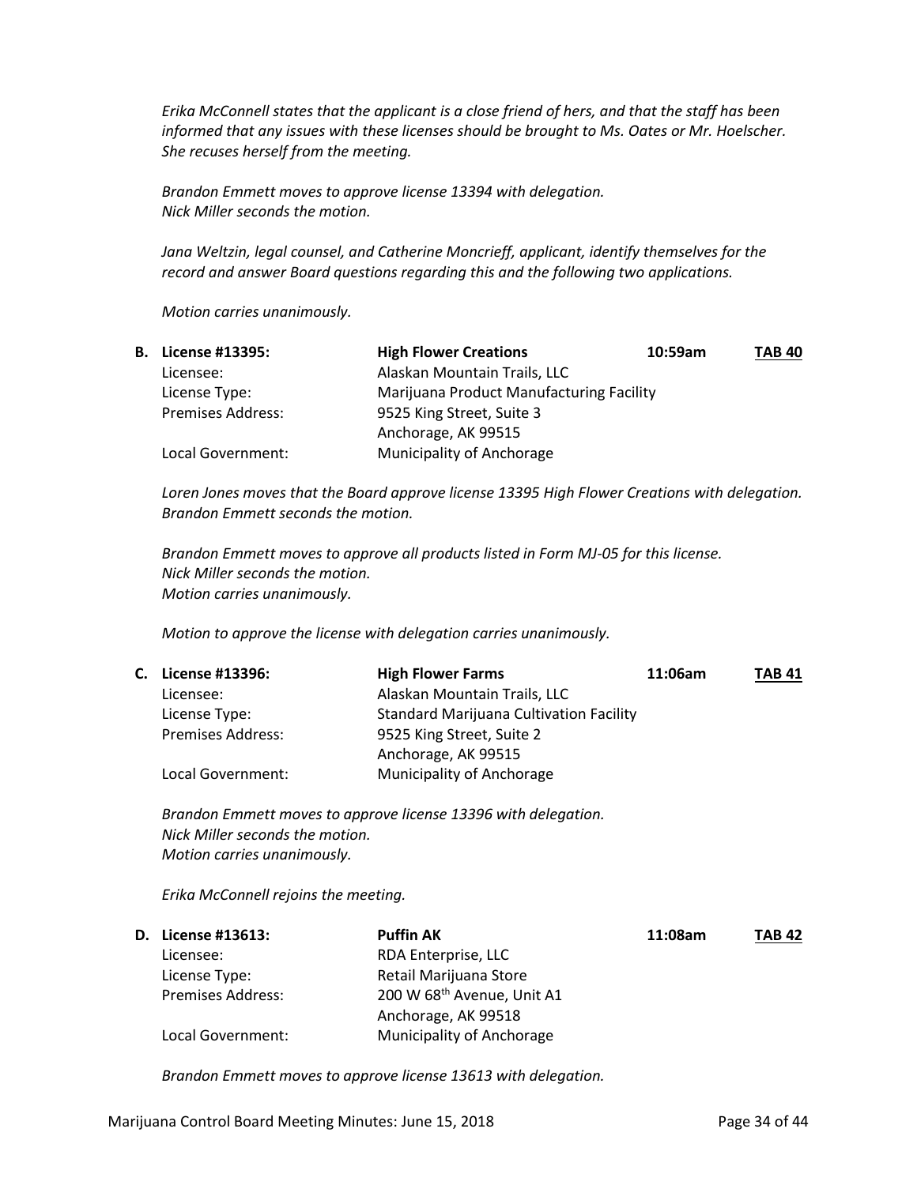*Erika McConnell states that the applicant is a close friend of hers, and that the staff has been informed that any issues with these licenses should be brought to Ms. Oates or Mr. Hoelscher. She recuses herself from the meeting.*

*Brandon Emmett moves to approve license 13394 with delegation.*
*Nick Miller seconds the motion.*

*Jana Weltzin, legal counsel, and Catherine Moncrieff, applicant, identify themselves for the record and answer Board questions regarding this and the following two applications.*

*Motion carries unanimously.*

**B. License #13395:** **High Flower Creations** **10:59am** **TAB 40**

| | |
|---|---|
| Licensee: | Alaskan Mountain Trails, LLC |
| License Type: | Marijuana Product Manufacturing Facility |
| Premises Address: | 9525 King Street, Suite 3<br>Anchorage, AK 99515 |
| Local Government: | Municipality of Anchorage |

*Loren Jones moves that the Board approve license 13395 High Flower Creations with delegation.*
*Brandon Emmett seconds the motion.*

*Brandon Emmett moves to approve all products listed in Form MJ-05 for this license.*
*Nick Miller seconds the motion.*
*Motion carries unanimously.*

*Motion to approve the license with delegation carries unanimously.*

**C. License #13396:** **High Flower Farms** **11:06am** **TAB 41**

| | |
|---|---|
| Licensee: | Alaskan Mountain Trails, LLC |
| License Type: | Standard Marijuana Cultivation Facility |
| Premises Address: | 9525 King Street, Suite 2<br>Anchorage, AK 99515 |
| Local Government: | Municipality of Anchorage |

*Brandon Emmett moves to approve license 13396 with delegation.*
*Nick Miller seconds the motion.*
*Motion carries unanimously.*

*Erika McConnell rejoins the meeting.*

**D. License #13613:** **Puffin AK** **11:08am** **TAB 42**

| | |
|---|---|
| Licensee: | RDA Enterprise, LLC |
| License Type: | Retail Marijuana Store |
| Premises Address: | 200 W 68th Avenue, Unit A1<br>Anchorage, AK 99518 |
| Local Government: | Municipality of Anchorage |

*Brandon Emmett moves to approve license 13613 with delegation.*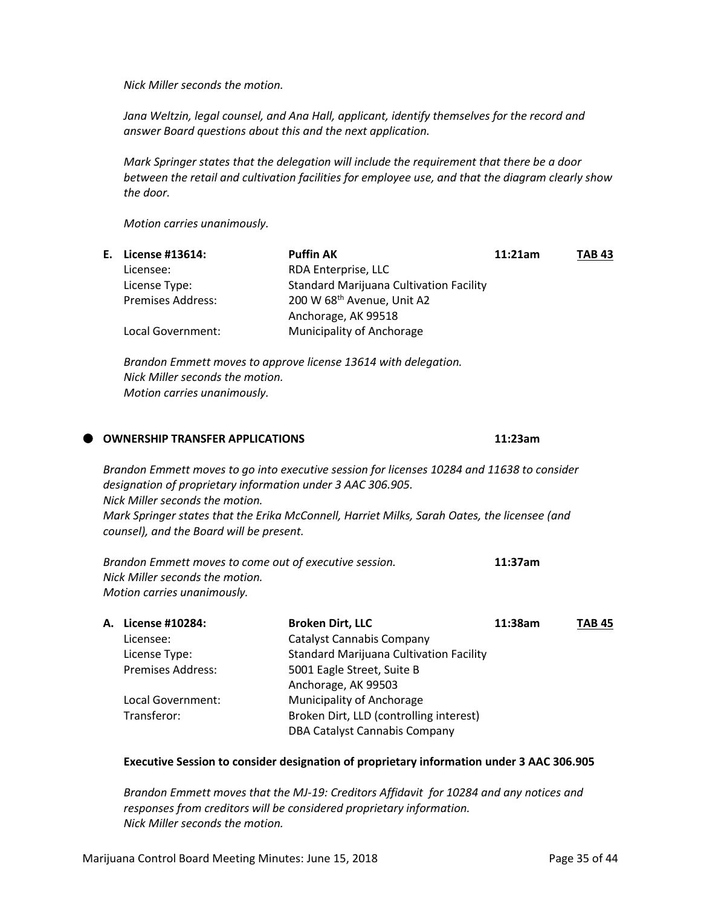*Nick Miller seconds the motion.*

*Jana Weltzin, legal counsel, and Ana Hall, applicant, identify themselves for the record and answer Board questions about this and the next application.*

*Mark Springer states that the delegation will include the requirement that there be a door between the retail and cultivation facilities for employee use, and that the diagram clearly show the door.*

*Motion carries unanimously.*

**E. License #13614:** **Puffin AK** **11:21am** **TAB 43**

| | |
|---|---|
| Licensee: | RDA Enterprise, LLC |
| License Type: | Standard Marijuana Cultivation Facility |
| Premises Address: | 200 W 68th Avenue, Unit A2<br>Anchorage, AK 99518 |
| Local Government: | Municipality of Anchorage |

*Brandon Emmett moves to approve license 13614 with delegation.*
*Nick Miller seconds the motion.*
*Motion carries unanimously.*

- **OWNERSHIP TRANSFER APPLICATIONS** **11:23am**

*Brandon Emmett moves to go into executive session for licenses 10284 and 11638 to consider designation of proprietary information under 3 AAC 306.905.*
*Nick Miller seconds the motion.*
*Mark Springer states that the Erika McConnell, Harriet Milks, Sarah Oates, the licensee (and counsel), and the Board will be present.*

*Brandon Emmett moves to come out of executive session.* **11:37am**
*Nick Miller seconds the motion.*
*Motion carries unanimously.*

**A. License #10284:** **Broken Dirt, LLC** **11:38am** **TAB 45**

| | |
|---|---|
| Licensee: | Catalyst Cannabis Company |
| License Type: | Standard Marijuana Cultivation Facility |
| Premises Address: | 5001 Eagle Street, Suite B<br>Anchorage, AK 99503 |
| Local Government: | Municipality of Anchorage |
| Transferor: | Broken Dirt, LLD (controlling interest)<br>DBA Catalyst Cannabis Company |

**Executive Session to consider designation of proprietary information under 3 AAC 306.905**

*Brandon Emmett moves that the MJ-19: Creditors Affidavit for 10284 and any notices and responses from creditors will be considered proprietary information.*
*Nick Miller seconds the motion.*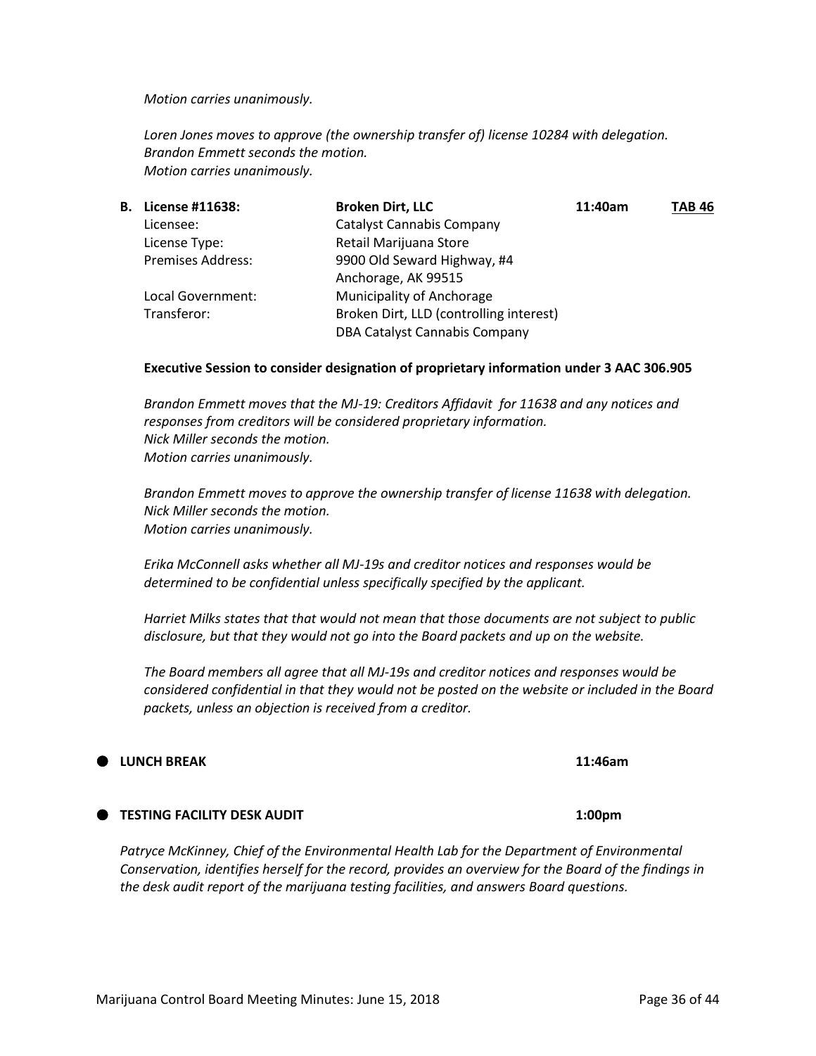*Motion carries unanimously.*

*Loren Jones moves to approve (the ownership transfer of) license 10284 with delegation.*
*Brandon Emmett seconds the motion.*
*Motion carries unanimously.*

**B. License #11638:** **Broken Dirt, LLC** **11:40am** **TAB 46**

| | |
|---|---|
| Licensee: | Catalyst Cannabis Company |
| License Type: | Retail Marijuana Store |
| Premises Address: | 9900 Old Seward Highway, #4<br>Anchorage, AK 99515 |
| Local Government: | Municipality of Anchorage |
| Transferor: | Broken Dirt, LLD (controlling interest)<br>DBA Catalyst Cannabis Company |

**Executive Session to consider designation of proprietary information under 3 AAC 306.905**

*Brandon Emmett moves that the MJ-19: Creditors Affidavit for 11638 and any notices and responses from creditors will be considered proprietary information.*
*Nick Miller seconds the motion.*
*Motion carries unanimously.*

*Brandon Emmett moves to approve the ownership transfer of license 11638 with delegation.*
*Nick Miller seconds the motion.*
*Motion carries unanimously.*

*Erika McConnell asks whether all MJ-19s and creditor notices and responses would be determined to be confidential unless specifically specified by the applicant.*

*Harriet Milks states that that would not mean that those documents are not subject to public disclosure, but that they would not go into the Board packets and up on the website.*

*The Board members all agree that all MJ-19s and creditor notices and responses would be considered confidential in that they would not be posted on the website or included in the Board packets, unless an objection is received from a creditor.*

- **LUNCH BREAK** **11:46am**

- **TESTING FACILITY DESK AUDIT** **1:00pm**

*Patryce McKinney, Chief of the Environmental Health Lab for the Department of Environmental Conservation, identifies herself for the record, provides an overview for the Board of the findings in the desk audit report of the marijuana testing facilities, and answers Board questions.*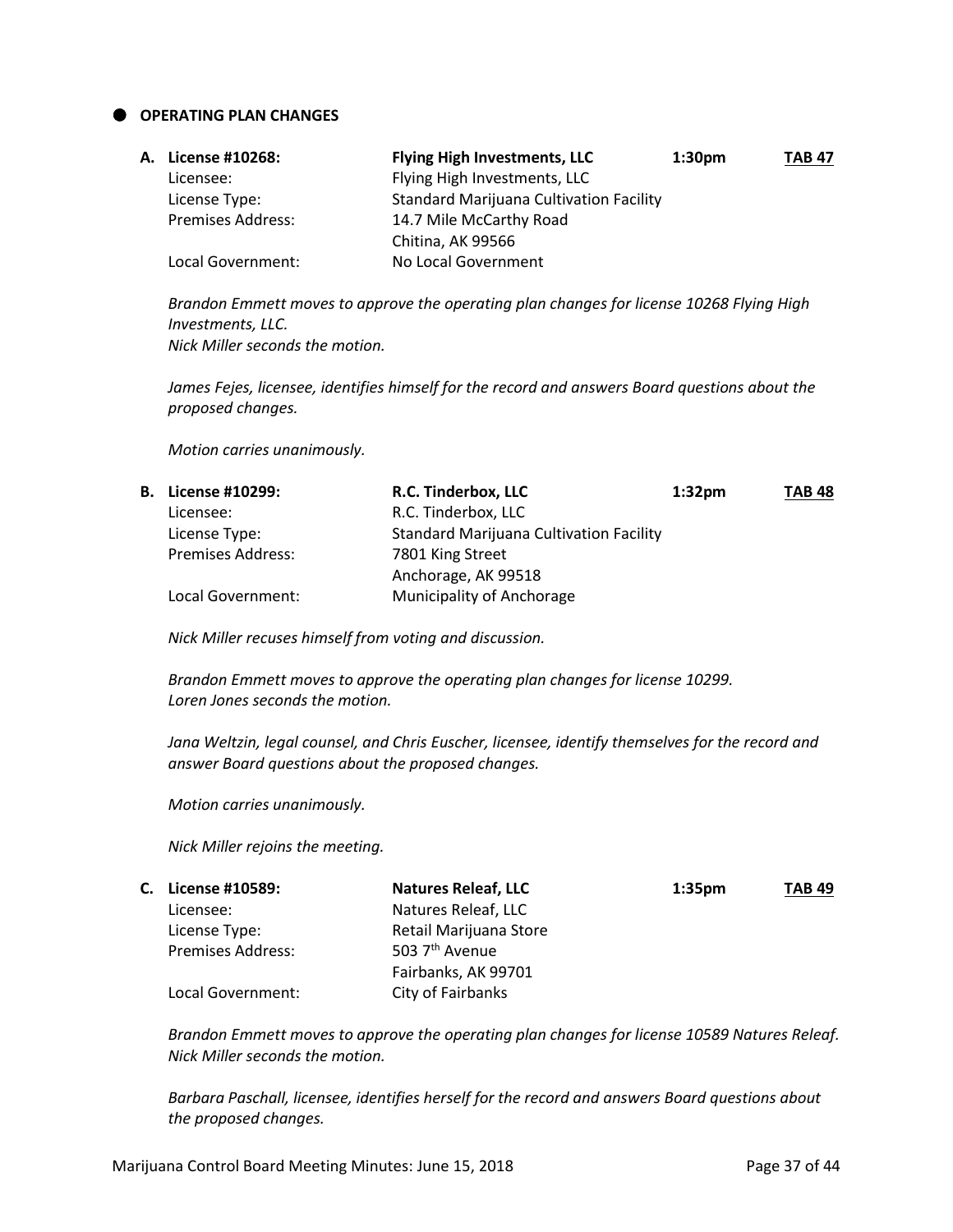## OPERATING PLAN CHANGES

**A. License #10268: Flying High Investments, LLC 1:30pm TAB 47**

| | |
|---|---|
| Licensee: | Flying High Investments, LLC |
| License Type: | Standard Marijuana Cultivation Facility |
| Premises Address: | 14.7 Mile McCarthy Road<br>Chitina, AK 99566 |
| Local Government: | No Local Government |

*Brandon Emmett moves to approve the operating plan changes for license 10268 Flying High Investments, LLC.*
*Nick Miller seconds the motion.*

*James Fejes, licensee, identifies himself for the record and answers Board questions about the proposed changes.*

*Motion carries unanimously.*

**B. License #10299: R.C. Tinderbox, LLC 1:32pm TAB 48**

| | |
|---|---|
| Licensee: | R.C. Tinderbox, LLC |
| License Type: | Standard Marijuana Cultivation Facility |
| Premises Address: | 7801 King Street<br>Anchorage, AK 99518 |
| Local Government: | Municipality of Anchorage |

*Nick Miller recuses himself from voting and discussion.*

*Brandon Emmett moves to approve the operating plan changes for license 10299.*
*Loren Jones seconds the motion.*

*Jana Weltzin, legal counsel, and Chris Euscher, licensee, identify themselves for the record and answer Board questions about the proposed changes.*

*Motion carries unanimously.*

*Nick Miller rejoins the meeting.*

**C. License #10589: Natures Releaf, LLC 1:35pm TAB 49**

| | |
|---|---|
| Licensee: | Natures Releaf, LLC |
| License Type: | Retail Marijuana Store |
| Premises Address: | 503 7th Avenue<br>Fairbanks, AK 99701 |
| Local Government: | City of Fairbanks |

*Brandon Emmett moves to approve the operating plan changes for license 10589 Natures Releaf.*
*Nick Miller seconds the motion.*

*Barbara Paschall, licensee, identifies herself for the record and answers Board questions about the proposed changes.*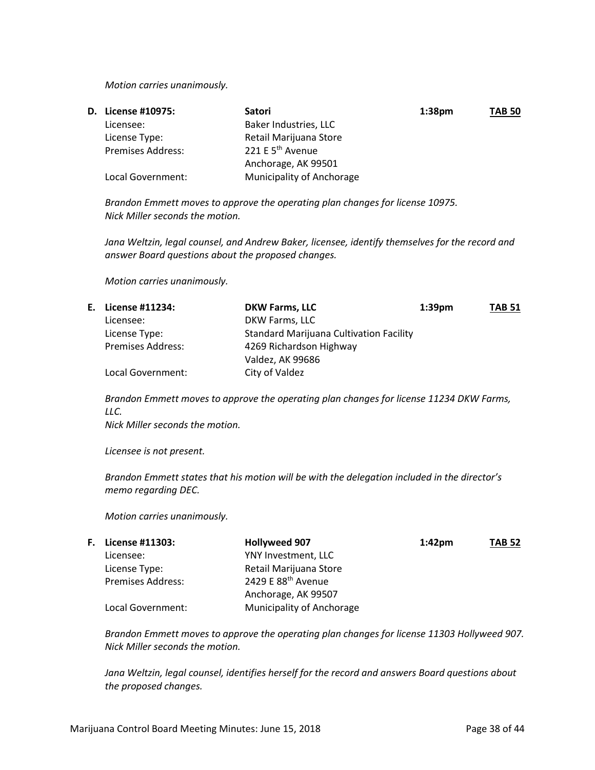*Motion carries unanimously.*

**D. License #10975:** **Satori** **1:38pm** **TAB 50**

Licensee: Baker Industries, LLC
License Type: Retail Marijuana Store
Premises Address: 221 E 5th Avenue
Anchorage, AK 99501
Local Government: Municipality of Anchorage

*Brandon Emmett moves to approve the operating plan changes for license 10975.*
*Nick Miller seconds the motion.*

*Jana Weltzin, legal counsel, and Andrew Baker, licensee, identify themselves for the record and answer Board questions about the proposed changes.*

*Motion carries unanimously.*

**E. License #11234:** **DKW Farms, LLC** **1:39pm** **TAB 51**

Licensee: DKW Farms, LLC
License Type: Standard Marijuana Cultivation Facility
Premises Address: 4269 Richardson Highway
Valdez, AK 99686
Local Government: City of Valdez

*Brandon Emmett moves to approve the operating plan changes for license 11234 DKW Farms, LLC.*
*Nick Miller seconds the motion.*

*Licensee is not present.*

*Brandon Emmett states that his motion will be with the delegation included in the director's memo regarding DEC.*

*Motion carries unanimously.*

**F. License #11303:** **Hollyweed 907** **1:42pm** **TAB 52**

Licensee: YNY Investment, LLC
License Type: Retail Marijuana Store
Premises Address: 2429 E 88th Avenue
Anchorage, AK 99507
Local Government: Municipality of Anchorage

*Brandon Emmett moves to approve the operating plan changes for license 11303 Hollyweed 907.*
*Nick Miller seconds the motion.*

*Jana Weltzin, legal counsel, identifies herself for the record and answers Board questions about the proposed changes.*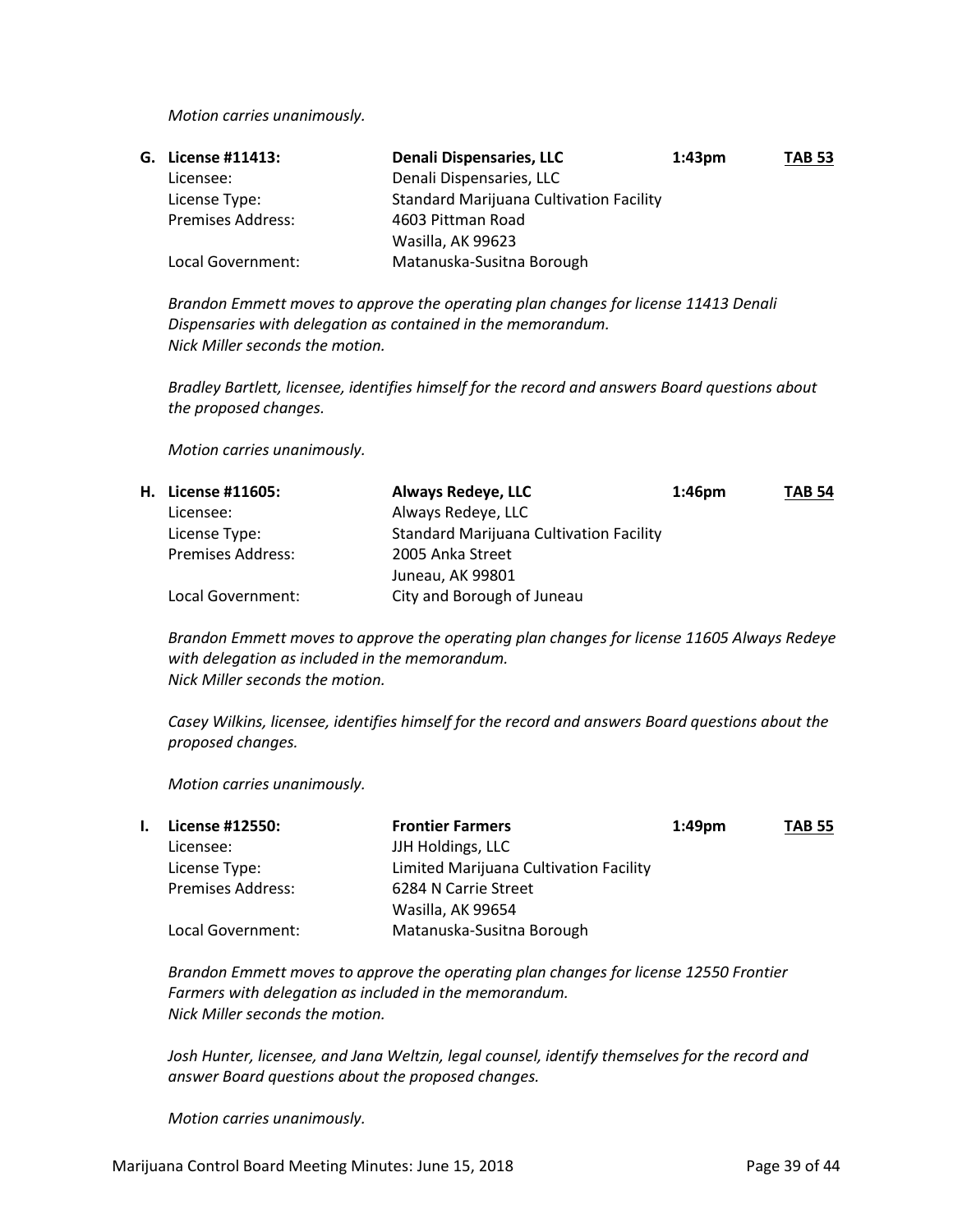*Motion carries unanimously.*

**G. License #11413: Denali Dispensaries, LLC 1:43pm TAB 53**

| | |
|---|---|
| Licensee: | Denali Dispensaries, LLC |
| License Type: | Standard Marijuana Cultivation Facility |
| Premises Address: | 4603 Pittman Road<br>Wasilla, AK 99623 |
| Local Government: | Matanuska-Susitna Borough |

*Brandon Emmett moves to approve the operating plan changes for license 11413 Denali Dispensaries with delegation as contained in the memorandum.*
*Nick Miller seconds the motion.*

*Bradley Bartlett, licensee, identifies himself for the record and answers Board questions about the proposed changes.*

*Motion carries unanimously.*

**H. License #11605: Always Redeye, LLC 1:46pm TAB 54**

| | |
|---|---|
| Licensee: | Always Redeye, LLC |
| License Type: | Standard Marijuana Cultivation Facility |
| Premises Address: | 2005 Anka Street<br>Juneau, AK 99801 |
| Local Government: | City and Borough of Juneau |

*Brandon Emmett moves to approve the operating plan changes for license 11605 Always Redeye with delegation as included in the memorandum.*
*Nick Miller seconds the motion.*

*Casey Wilkins, licensee, identifies himself for the record and answers Board questions about the proposed changes.*

*Motion carries unanimously.*

**I. License #12550: Frontier Farmers 1:49pm TAB 55**

| | |
|---|---|
| Licensee: | JJH Holdings, LLC |
| License Type: | Limited Marijuana Cultivation Facility |
| Premises Address: | 6284 N Carrie Street<br>Wasilla, AK 99654 |
| Local Government: | Matanuska-Susitna Borough |

*Brandon Emmett moves to approve the operating plan changes for license 12550 Frontier Farmers with delegation as included in the memorandum.*
*Nick Miller seconds the motion.*

*Josh Hunter, licensee, and Jana Weltzin, legal counsel, identify themselves for the record and answer Board questions about the proposed changes.*

*Motion carries unanimously.*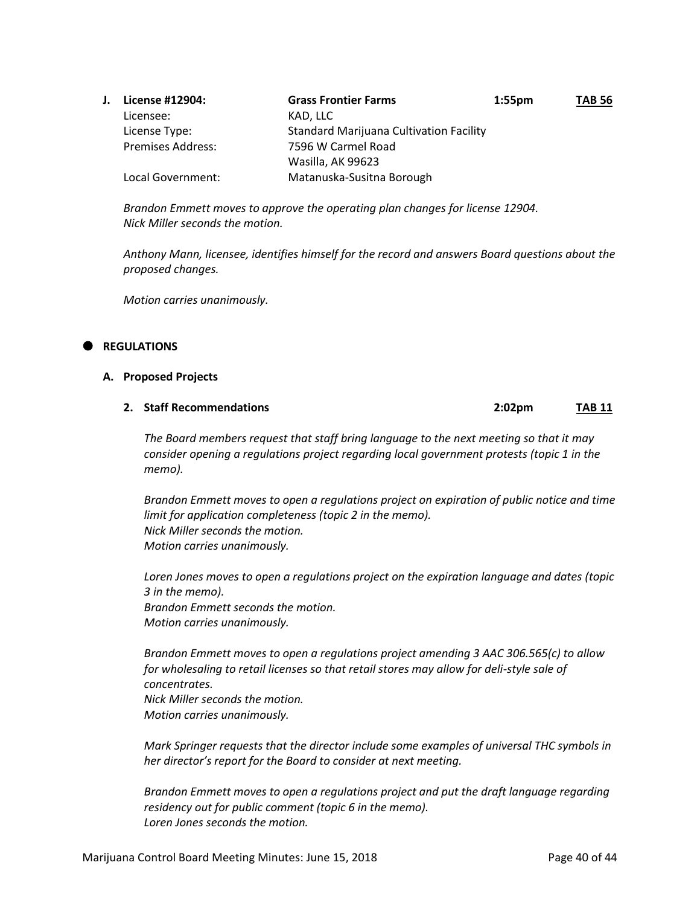**J. License #12904:** **Grass Frontier Farms** **1:55pm** **TAB 56**

Licensee: KAD, LLC
License Type: Standard Marijuana Cultivation Facility
Premises Address: 7596 W Carmel Road
Wasilla, AK 99623
Local Government: Matanuska-Susitna Borough

*Brandon Emmett moves to approve the operating plan changes for license 12904.*
*Nick Miller seconds the motion.*

*Anthony Mann, licensee, identifies himself for the record and answers Board questions about the proposed changes.*

*Motion carries unanimously.*

## REGULATIONS

### A. Proposed Projects

#### 2. Staff Recommendations **2:02pm** **TAB 11**

*The Board members request that staff bring language to the next meeting so that it may consider opening a regulations project regarding local government protests (topic 1 in the memo).*

*Brandon Emmett moves to open a regulations project on expiration of public notice and time limit for application completeness (topic 2 in the memo).*
*Nick Miller seconds the motion.*
*Motion carries unanimously.*

*Loren Jones moves to open a regulations project on the expiration language and dates (topic 3 in the memo).*
*Brandon Emmett seconds the motion.*
*Motion carries unanimously.*

*Brandon Emmett moves to open a regulations project amending 3 AAC 306.565(c) to allow for wholesaling to retail licenses so that retail stores may allow for deli-style sale of concentrates.*
*Nick Miller seconds the motion.*
*Motion carries unanimously.*

*Mark Springer requests that the director include some examples of universal THC symbols in her director's report for the Board to consider at next meeting.*

*Brandon Emmett moves to open a regulations project and put the draft language regarding residency out for public comment (topic 6 in the memo).*
*Loren Jones seconds the motion.*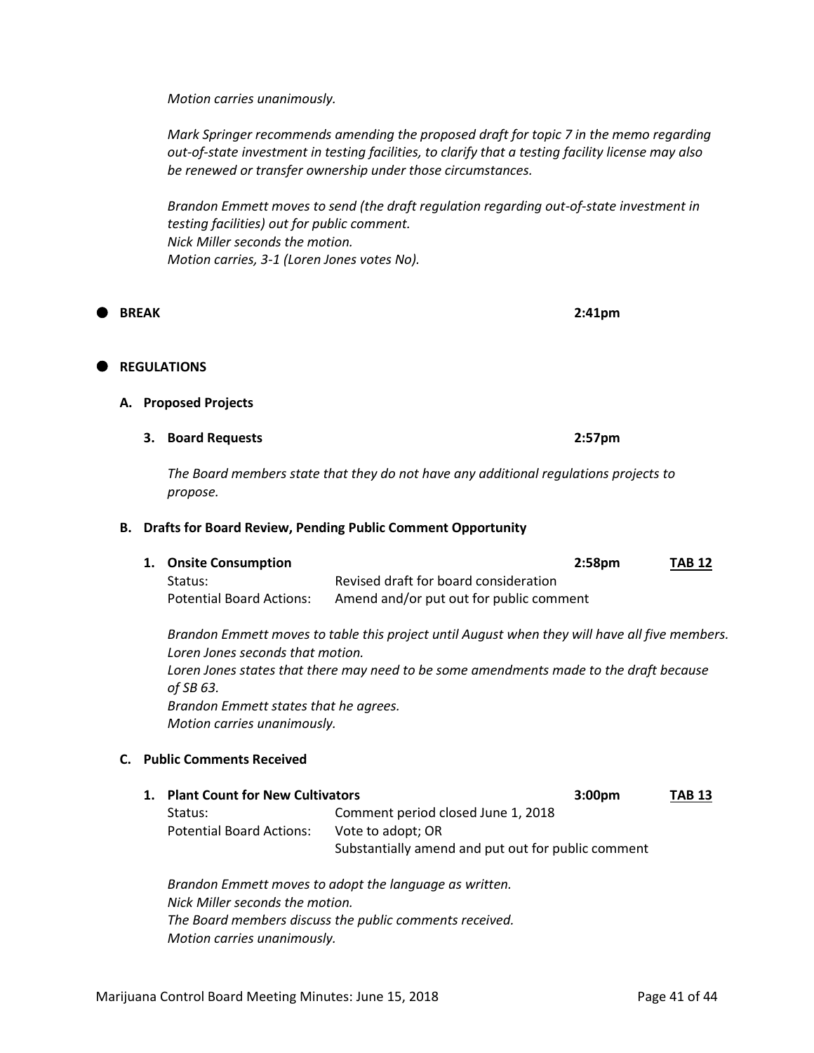*Motion carries unanimously.*

*Mark Springer recommends amending the proposed draft for topic 7 in the memo regarding out-of-state investment in testing facilities, to clarify that a testing facility license may also be renewed or transfer ownership under those circumstances.*

*Brandon Emmett moves to send (the draft regulation regarding out-of-state investment in testing facilities) out for public comment.*
*Nick Miller seconds the motion.*
*Motion carries, 3-1 (Loren Jones votes No).*

- **BREAK** 2:41pm

- **REGULATIONS**

**A. Proposed Projects**

**3. Board Requests** **2:57pm**

*The Board members state that they do not have any additional regulations projects to propose.*

**B. Drafts for Board Review, Pending Public Comment Opportunity**

**1. Onsite Consumption** **2:58pm** **TAB 12**

Status: Revised draft for board consideration
Potential Board Actions: Amend and/or put out for public comment

*Brandon Emmett moves to table this project until August when they will have all five members.*
*Loren Jones seconds that motion.*
*Loren Jones states that there may need to be some amendments made to the draft because of SB 63.*
*Brandon Emmett states that he agrees.*
*Motion carries unanimously.*

**C. Public Comments Received**

**1. Plant Count for New Cultivators** **3:00pm** **TAB 13**

Status: Comment period closed June 1, 2018
Potential Board Actions: Vote to adopt; OR
Substantially amend and put out for public comment

*Brandon Emmett moves to adopt the language as written.*
*Nick Miller seconds the motion.*
*The Board members discuss the public comments received.*
*Motion carries unanimously.*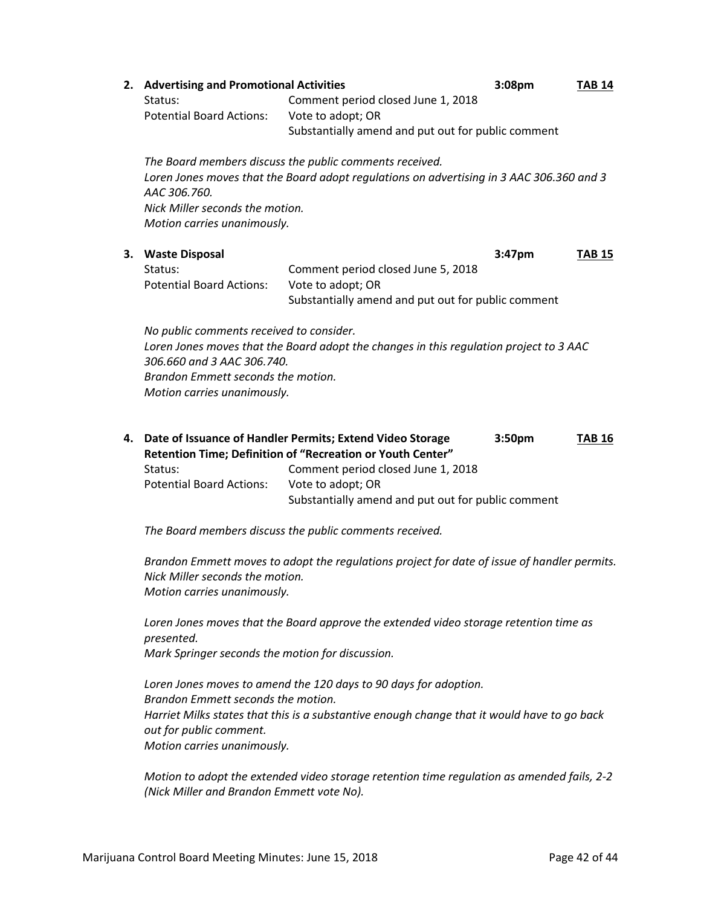2. **Advertising and Promotional Activities** **3:08pm** **TAB 14**

| | |
|---|---|
| Status: | Comment period closed June 1, 2018 |
| Potential Board Actions: | Vote to adopt; OR |
| | Substantially amend and put out for public comment |

*The Board members discuss the public comments received.*
*Loren Jones moves that the Board adopt regulations on advertising in 3 AAC 306.360 and 3 AAC 306.760.*
*Nick Miller seconds the motion.*
*Motion carries unanimously.*

3. **Waste Disposal** **3:47pm** **TAB 15**

| | |
|---|---|
| Status: | Comment period closed June 5, 2018 |
| Potential Board Actions: | Vote to adopt; OR |
| | Substantially amend and put out for public comment |

*No public comments received to consider.*
*Loren Jones moves that the Board adopt the changes in this regulation project to 3 AAC 306.660 and 3 AAC 306.740.*
*Brandon Emmett seconds the motion.*
*Motion carries unanimously.*

4. **Date of Issuance of Handler Permits; Extend Video Storage Retention Time; Definition of "Recreation or Youth Center"** **3:50pm** **TAB 16**

| | |
|---|---|
| Status: | Comment period closed June 1, 2018 |
| Potential Board Actions: | Vote to adopt; OR |
| | Substantially amend and put out for public comment |

*The Board members discuss the public comments received.*

*Brandon Emmett moves to adopt the regulations project for date of issue of handler permits.*
*Nick Miller seconds the motion.*
*Motion carries unanimously.*

*Loren Jones moves that the Board approve the extended video storage retention time as presented.*
*Mark Springer seconds the motion for discussion.*

*Loren Jones moves to amend the 120 days to 90 days for adoption.*
*Brandon Emmett seconds the motion.*
*Harriet Milks states that this is a substantive enough change that it would have to go back out for public comment.*
*Motion carries unanimously.*

*Motion to adopt the extended video storage retention time regulation as amended fails, 2-2 (Nick Miller and Brandon Emmett vote No).*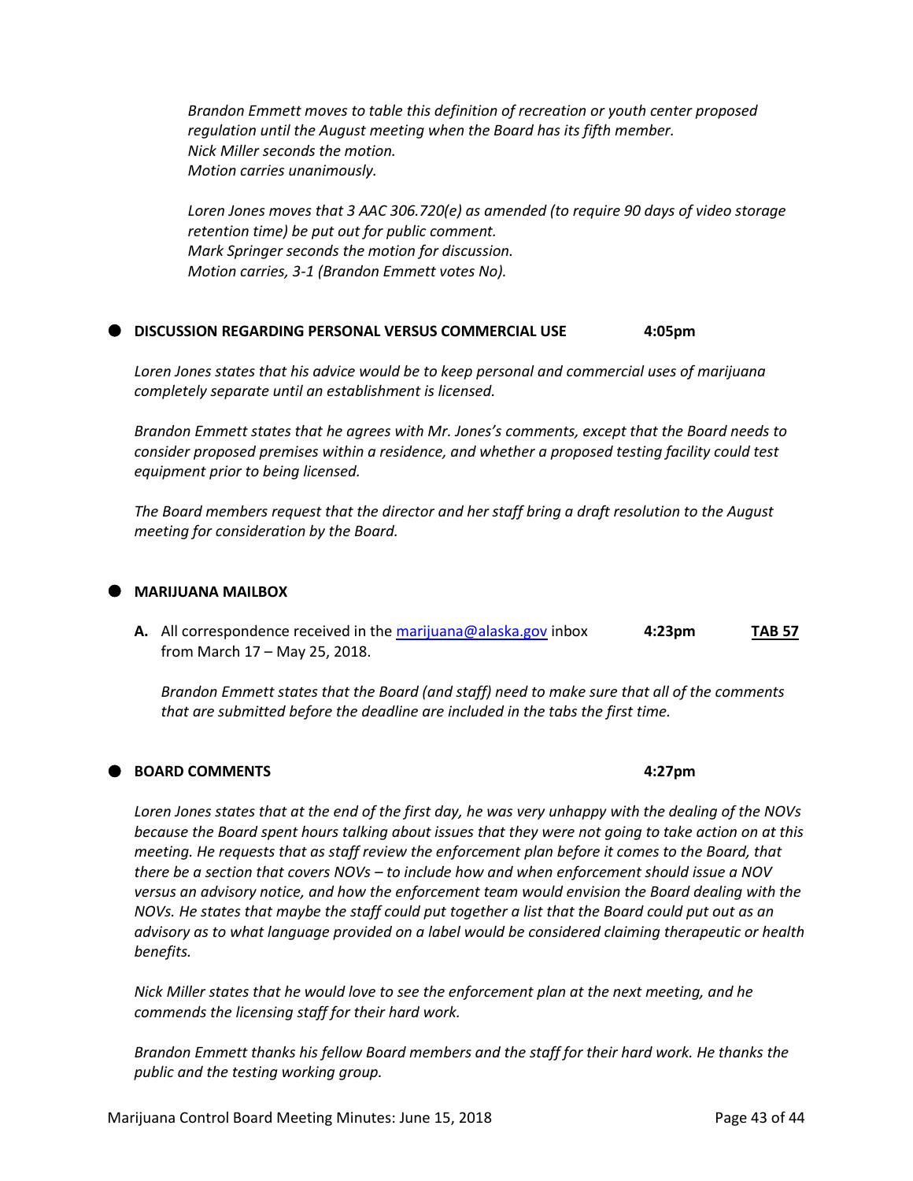*Brandon Emmett moves to table this definition of recreation or youth center proposed regulation until the August meeting when the Board has its fifth member.*
*Nick Miller seconds the motion.*
*Motion carries unanimously.*

*Loren Jones moves that 3 AAC 306.720(e) as amended (to require 90 days of video storage retention time) be put out for public comment.*
*Mark Springer seconds the motion for discussion.*
*Motion carries, 3-1 (Brandon Emmett votes No).*

- **DISCUSSION REGARDING PERSONAL VERSUS COMMERCIAL USE** **4:05pm**

*Loren Jones states that his advice would be to keep personal and commercial uses of marijuana completely separate until an establishment is licensed.*

*Brandon Emmett states that he agrees with Mr. Jones's comments, except that the Board needs to consider proposed premises within a residence, and whether a proposed testing facility could test equipment prior to being licensed.*

*The Board members request that the director and her staff bring a draft resolution to the August meeting for consideration by the Board.*

- **MARIJUANA MAILBOX**

**A.** All correspondence received in the marijuana@alaska.gov inbox from March 17 – May 25, 2018. **4:23pm** **TAB 57**

*Brandon Emmett states that the Board (and staff) need to make sure that all of the comments that are submitted before the deadline are included in the tabs the first time.*

- **BOARD COMMENTS** **4:27pm**

*Loren Jones states that at the end of the first day, he was very unhappy with the dealing of the NOVs because the Board spent hours talking about issues that they were not going to take action on at this meeting. He requests that as staff review the enforcement plan before it comes to the Board, that there be a section that covers NOVs – to include how and when enforcement should issue a NOV versus an advisory notice, and how the enforcement team would envision the Board dealing with the NOVs. He states that maybe the staff could put together a list that the Board could put out as an advisory as to what language provided on a label would be considered claiming therapeutic or health benefits.*

*Nick Miller states that he would love to see the enforcement plan at the next meeting, and he commends the licensing staff for their hard work.*

*Brandon Emmett thanks his fellow Board members and the staff for their hard work. He thanks the public and the testing working group.*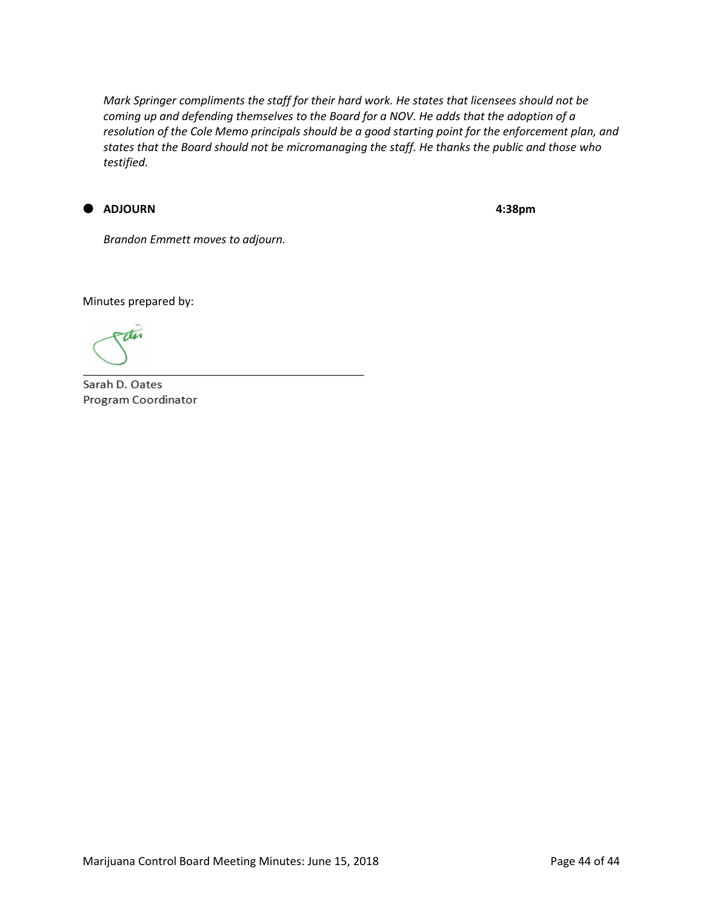*Mark Springer compliments the staff for their hard work. He states that licensees should not be coming up and defending themselves to the Board for a NOV. He adds that the adoption of a resolution of the Cole Memo principals should be a good starting point for the enforcement plan, and states that the Board should not be micromanaging the staff. He thanks the public and those who testified.*

- **ADJOURN** **4:38pm**

*Brandon Emmett moves to adjourn.*

Minutes prepared by:

\_\_\_\_\_\_\_\_\_\_\_\_\_\_\_\_\_\_\_\_\_\_\_\_\_\_\_\_\_\_\_\_\_\_\_\_\_\_\_\_\_\_

Sarah D. Oates
Program Coordinator